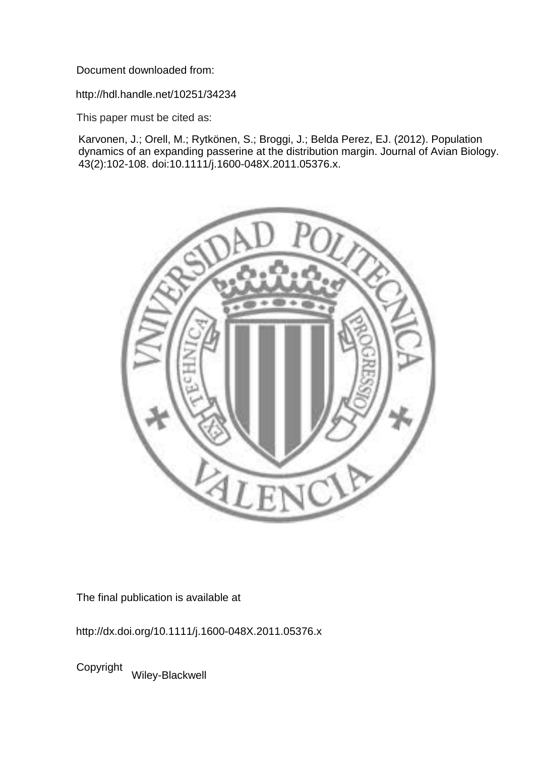Document downloaded from:

http://hdl.handle.net/10251/34234

This paper must be cited as:

Karvonen, J.; Orell, M.; Rytkönen, S.; Broggi, J.; Belda Perez, EJ. (2012). Population dynamics of an expanding passerine at the distribution margin. Journal of Avian Biology. 43(2):102-108. doi:10.1111/j.1600-048X.2011.05376.x.

The final publication is available at

http://dx.doi.org/10.1111/j.1600-048X.2011.05376.x

Copyright Wiley-Blackwell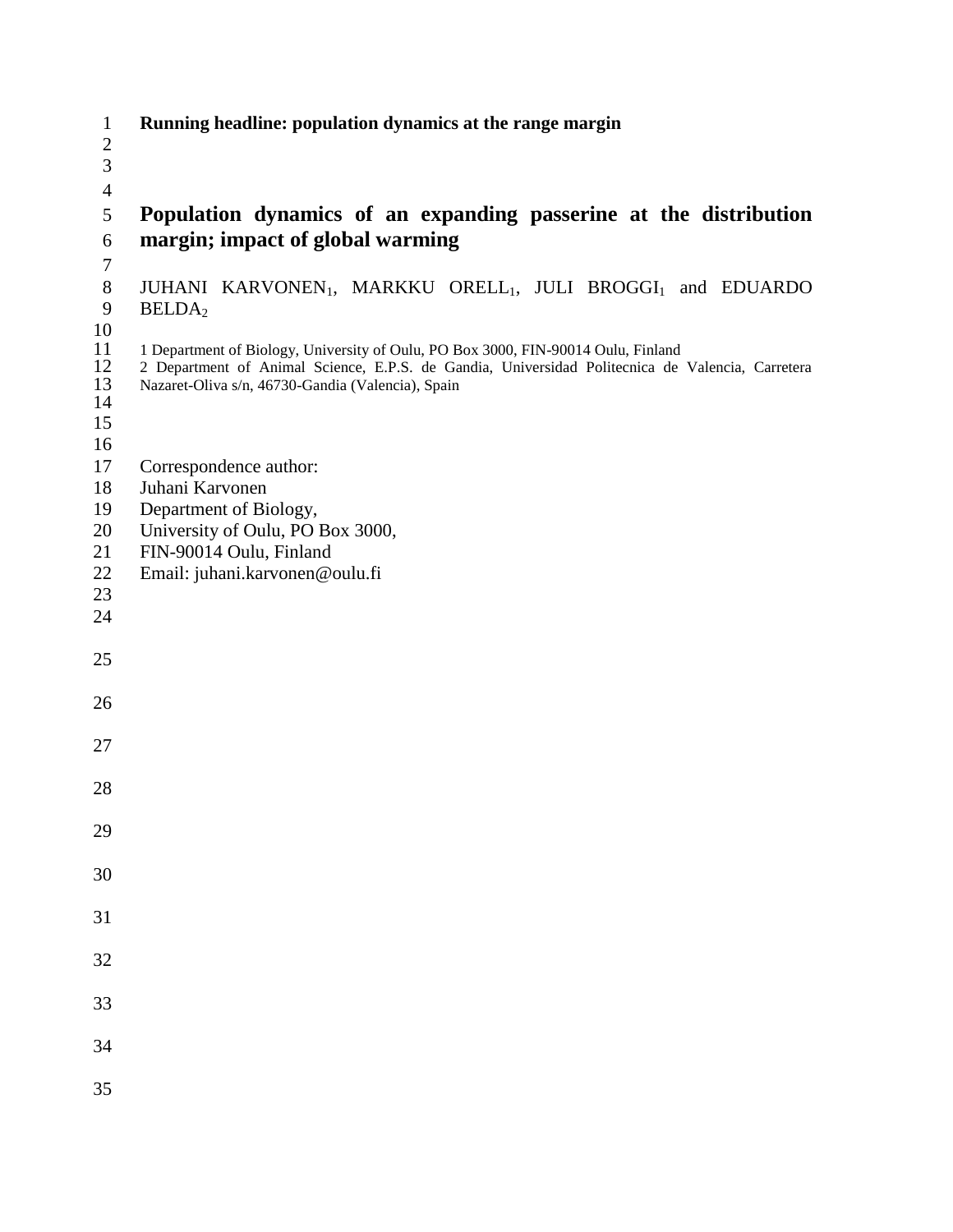**Running headline: population dynamics at the range margin**

# Population dynamics of an expanding passerine at the distribution margin; impact of global warming

JUHANI KARVONEN[1], MARKKU ORELL[1], JULI BROGGI[1] and EDUARDO BELDA[2]

1 Department of Biology, University of Oulu, PO Box 3000, FIN-90014 Oulu, Finland
2 Department of Animal Science, E.P.S. de Gandia, Universitad Politecnica de Valencia, Carretera Nazaret-Oliva s/n, 46730-Gandia (Valencia), Spain

Correspondence author:
Juhani Karvonen
Department of Biology,
University of Oulu, PO Box 3000,
FIN-90014 Oulu, Finland
Email: juhani.karvonen@oulu.fi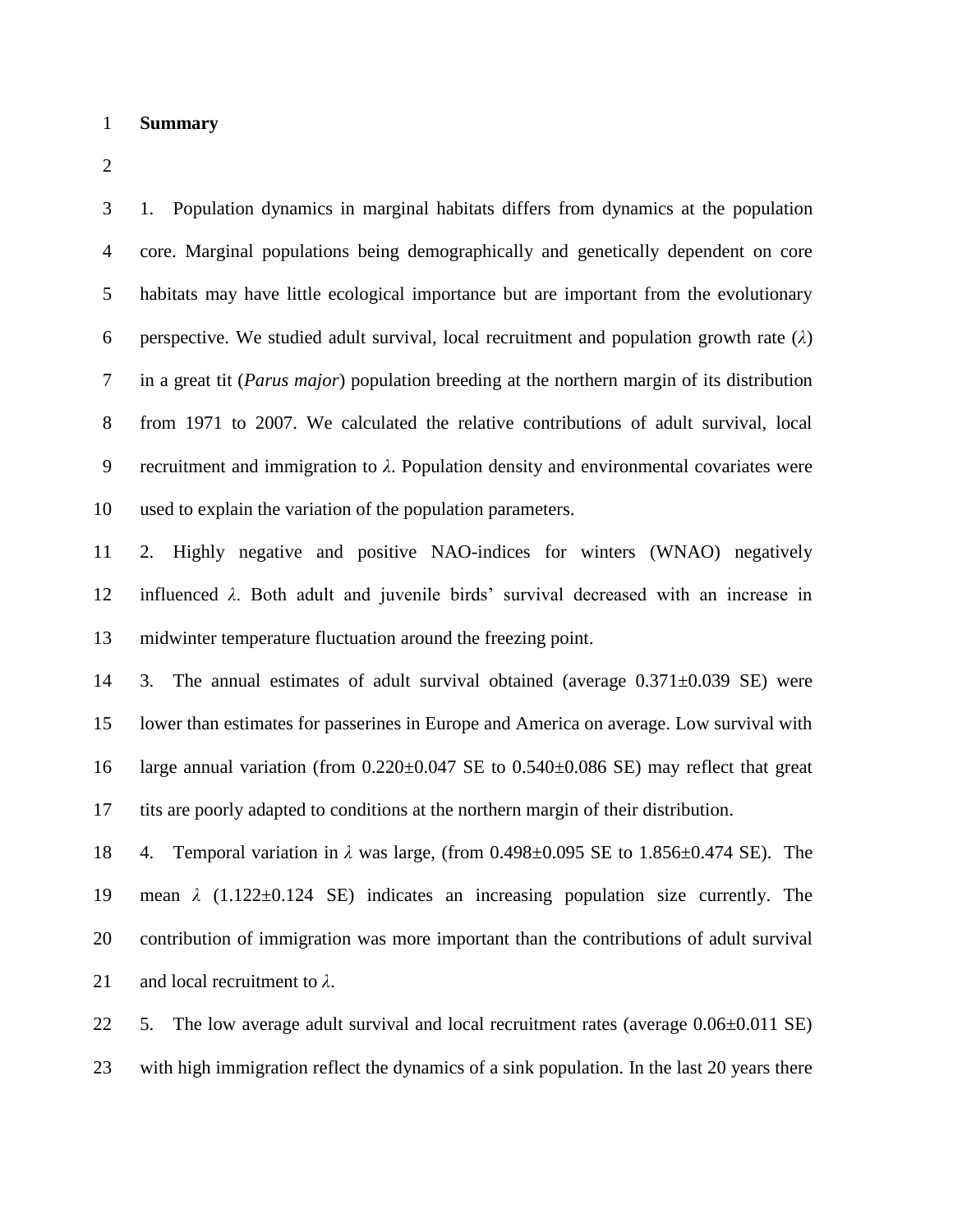## Summary

1. Population dynamics in marginal habitats differs from dynamics at the population core. Marginal populations being demographically and genetically dependent on core habitats may have little ecological importance but are important from the evolutionary perspective. We studied adult survival, local recruitment and population growth rate ($\lambda$) in a great tit (*Parus major*) population breeding at the northern margin of its distribution from 1971 to 2007. We calculated the relative contributions of adult survival, local recruitment and immigration to $\lambda$. Population density and environmental covariates were used to explain the variation of the population parameters.

2. Highly negative and positive NAO-indices for winters (WNAO) negatively influenced $\lambda$. Both adult and juvenile birds' survival decreased with an increase in midwinter temperature fluctuation around the freezing point.

3. The annual estimates of adult survival obtained (average 0.371±0.039 SE) were lower than estimates for passerines in Europe and America on average. Low survival with large annual variation (from 0.220±0.047 SE to 0.540±0.086 SE) may reflect that great tits are poorly adapted to conditions at the northern margin of their distribution.

4. Temporal variation in $\lambda$ was large, (from 0.498±0.095 SE to 1.856±0.474 SE). The mean $\lambda$ (1.122±0.124 SE) indicates an increasing population size currently. The contribution of immigration was more important than the contributions of adult survival and local recruitment to $\lambda$.

5. The low average adult survival and local recruitment rates (average 0.06±0.011 SE) with high immigration reflect the dynamics of a sink population. In the last 20 years there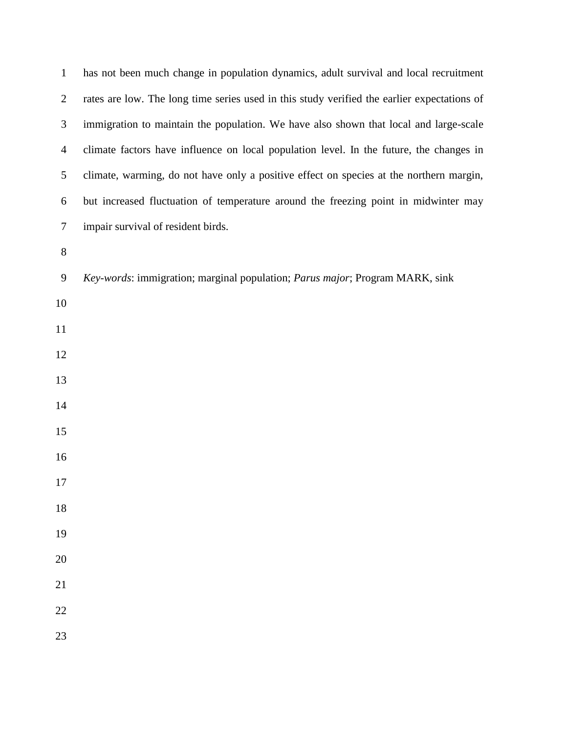has not been much change in population dynamics, adult survival and local recruitment rates are low. The long time series used in this study verified the earlier expectations of immigration to maintain the population. We have also shown that local and large-scale climate factors have influence on local population level. In the future, the changes in climate, warming, do not have only a positive effect on species at the northern margin, but increased fluctuation of temperature around the freezing point in midwinter may impair survival of resident birds.

*Key-words*: immigration; marginal population; *Parus major*; Program MARK, sink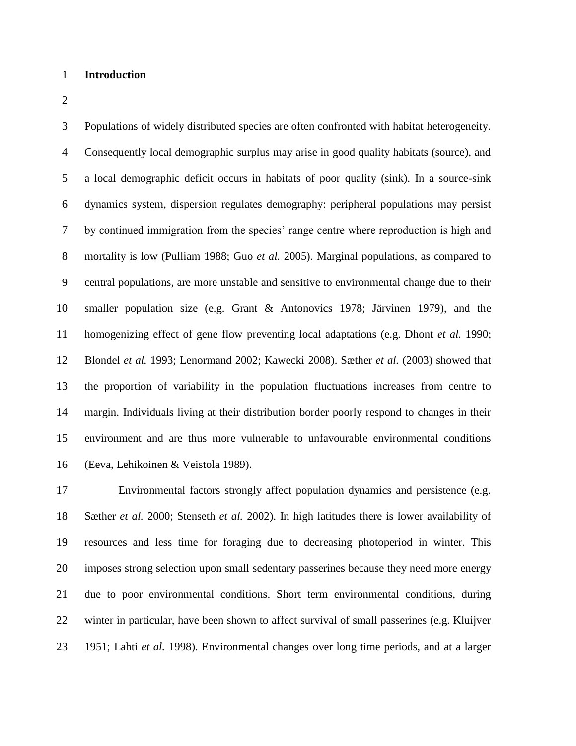# Introduction

Populations of widely distributed species are often confronted with habitat heterogeneity. Consequently local demographic surplus may arise in good quality habitats (source), and a local demographic deficit occurs in habitats of poor quality (sink). In a source-sink dynamics system, dispersion regulates demography: peripheral populations may persist by continued immigration from the species' range centre where reproduction is high and mortality is low (Pulliam 1988; Guo *et al.* 2005). Marginal populations, as compared to central populations, are more unstable and sensitive to environmental change due to their smaller population size (e.g. Grant & Antonovics 1978; Järvinen 1979), and the homogenizing effect of gene flow preventing local adaptations (e.g. Dhont *et al.* 1990; Blondel *et al.* 1993; Lenormand 2002; Kawecki 2008). Sæther *et al.* (2003) showed that the proportion of variability in the population fluctuations increases from centre to margin. Individuals living at their distribution border poorly respond to changes in their environment and are thus more vulnerable to unfavourable environmental conditions (Eeva, Lehikoinen & Veistola 1989).

Environmental factors strongly affect population dynamics and persistence (e.g. Sæther *et al.* 2000; Stenseth *et al.* 2002). In high latitudes there is lower availability of resources and less time for foraging due to decreasing photoperiod in winter. This imposes strong selection upon small sedentary passerines because they need more energy due to poor environmental conditions. Short term environmental conditions, during winter in particular, have been shown to affect survival of small passerines (e.g. Kluijver 1951; Lahti *et al.* 1998). Environmental changes over long time periods, and at a larger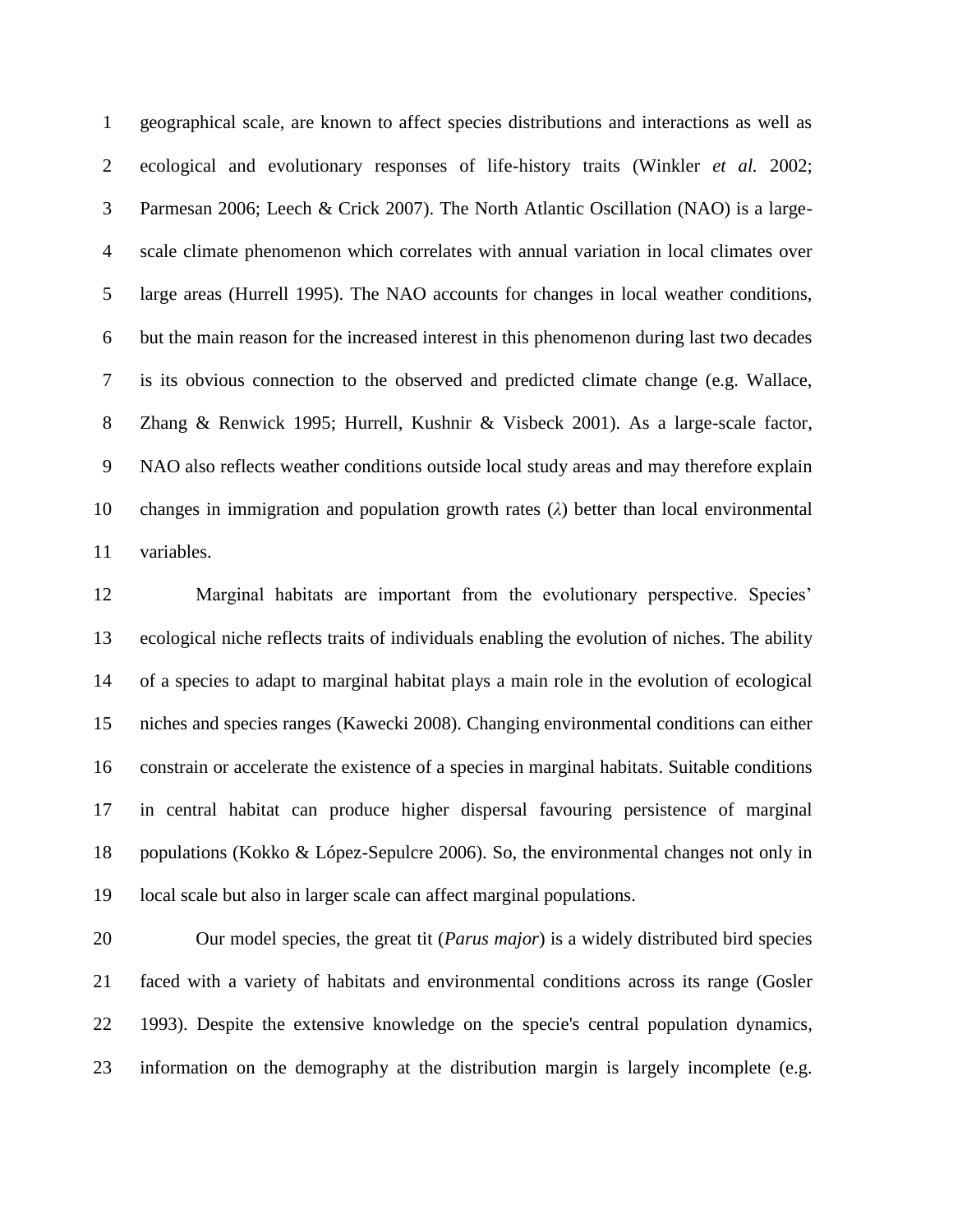geographical scale, are known to affect species distributions and interactions as well as ecological and evolutionary responses of life-history traits (Winkler *et al.* 2002; Parmesan 2006; Leech & Crick 2007). The North Atlantic Oscillation (NAO) is a large-scale climate phenomenon which correlates with annual variation in local climates over large areas (Hurrell 1995). The NAO accounts for changes in local weather conditions, but the main reason for the increased interest in this phenomenon during last two decades is its obvious connection to the observed and predicted climate change (e.g. Wallace, Zhang & Renwick 1995; Hurrell, Kushnir & Visbeck 2001). As a large-scale factor, NAO also reflects weather conditions outside local study areas and may therefore explain changes in immigration and population growth rates ($\lambda$) better than local environmental variables.

Marginal habitats are important from the evolutionary perspective. Species' ecological niche reflects traits of individuals enabling the evolution of niches. The ability of a species to adapt to marginal habitat plays a main role in the evolution of ecological niches and species ranges (Kawecki 2008). Changing environmental conditions can either constrain or accelerate the existence of a species in marginal habitats. Suitable conditions in central habitat can produce higher dispersal favouring persistence of marginal populations (Kokko & López-Sepulcre 2006). So, the environmental changes not only in local scale but also in larger scale can affect marginal populations.

Our model species, the great tit (*Parus major*) is a widely distributed bird species faced with a variety of habitats and environmental conditions across its range (Gosler 1993). Despite the extensive knowledge on the specie's central population dynamics, information on the demography at the distribution margin is largely incomplete (e.g.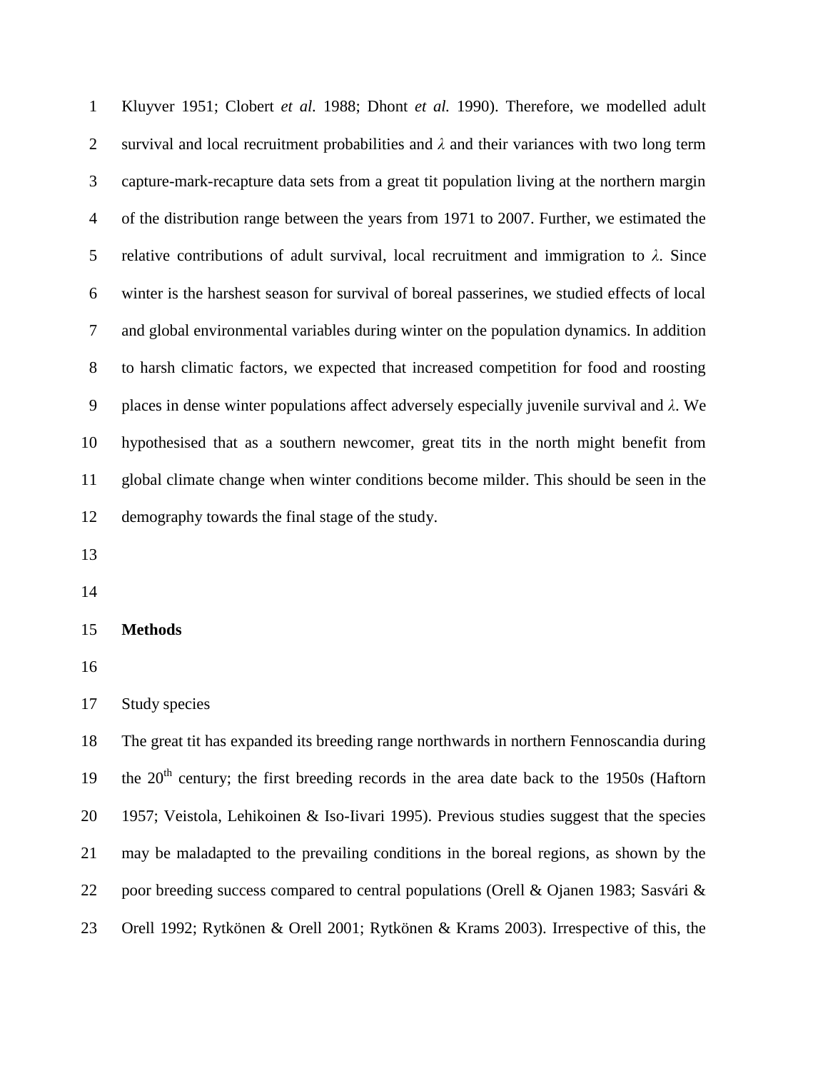Kluyver 1951; Clobert *et al.* 1988; Dhont *et al.* 1990). Therefore, we modelled adult survival and local recruitment probabilities and $\lambda$ and their variances with two long term capture-mark-recapture data sets from a great tit population living at the northern margin of the distribution range between the years from 1971 to 2007. Further, we estimated the relative contributions of adult survival, local recruitment and immigration to $\lambda$. Since winter is the harshest season for survival of boreal passerines, we studied effects of local and global environmental variables during winter on the population dynamics. In addition to harsh climatic factors, we expected that increased competition for food and roosting places in dense winter populations affect adversely especially juvenile survival and $\lambda$. We hypothesised that as a southern newcomer, great tits in the north might benefit from global climate change when winter conditions become milder. This should be seen in the demography towards the final stage of the study.

## Methods

### Study species

The great tit has expanded its breeding range northwards in northern Fennoscandia during the 20$^{th}$ century; the first breeding records in the area date back to the 1950s (Haftorn 1957; Veistola, Lehikoinen & Iso-Iivari 1995). Previous studies suggest that the species may be maladapted to the prevailing conditions in the boreal regions, as shown by the poor breeding success compared to central populations (Orell & Ojanen 1983; Sasvári & Orell 1992; Rytkönen & Orell 2001; Rytkönen & Krams 2003). Irrespective of this, the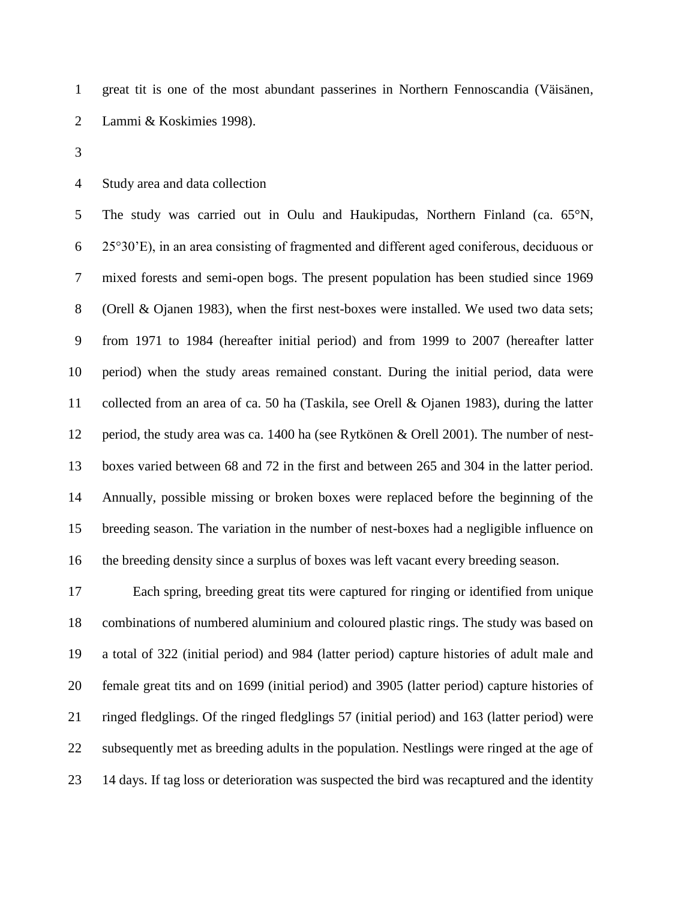great tit is one of the most abundant passerines in Northern Fennoscandia (Väisänen, Lammi & Koskimies 1998).

## Study area and data collection

The study was carried out in Oulu and Haukipudas, Northern Finland (ca. 65°N, 25°30'E), in an area consisting of fragmented and different aged coniferous, deciduous or mixed forests and semi-open bogs. The present population has been studied since 1969 (Orell & Ojanen 1983), when the first nest-boxes were installed. We used two data sets; from 1971 to 1984 (hereafter initial period) and from 1999 to 2007 (hereafter latter period) when the study areas remained constant. During the initial period, data were collected from an area of ca. 50 ha (Taskila, see Orell & Ojanen 1983), during the latter period, the study area was ca. 1400 ha (see Rytkönen & Orell 2001). The number of nest-boxes varied between 68 and 72 in the first and between 265 and 304 in the latter period. Annually, possible missing or broken boxes were replaced before the beginning of the breeding season. The variation in the number of nest-boxes had a negligible influence on the breeding density since a surplus of boxes was left vacant every breeding season.

Each spring, breeding great tits were captured for ringing or identified from unique combinations of numbered aluminium and coloured plastic rings. The study was based on a total of 322 (initial period) and 984 (latter period) capture histories of adult male and female great tits and on 1699 (initial period) and 3905 (latter period) capture histories of ringed fledglings. Of the ringed fledglings 57 (initial period) and 163 (latter period) were subsequently met as breeding adults in the population. Nestlings were ringed at the age of 14 days. If tag loss or deterioration was suspected the bird was recaptured and the identity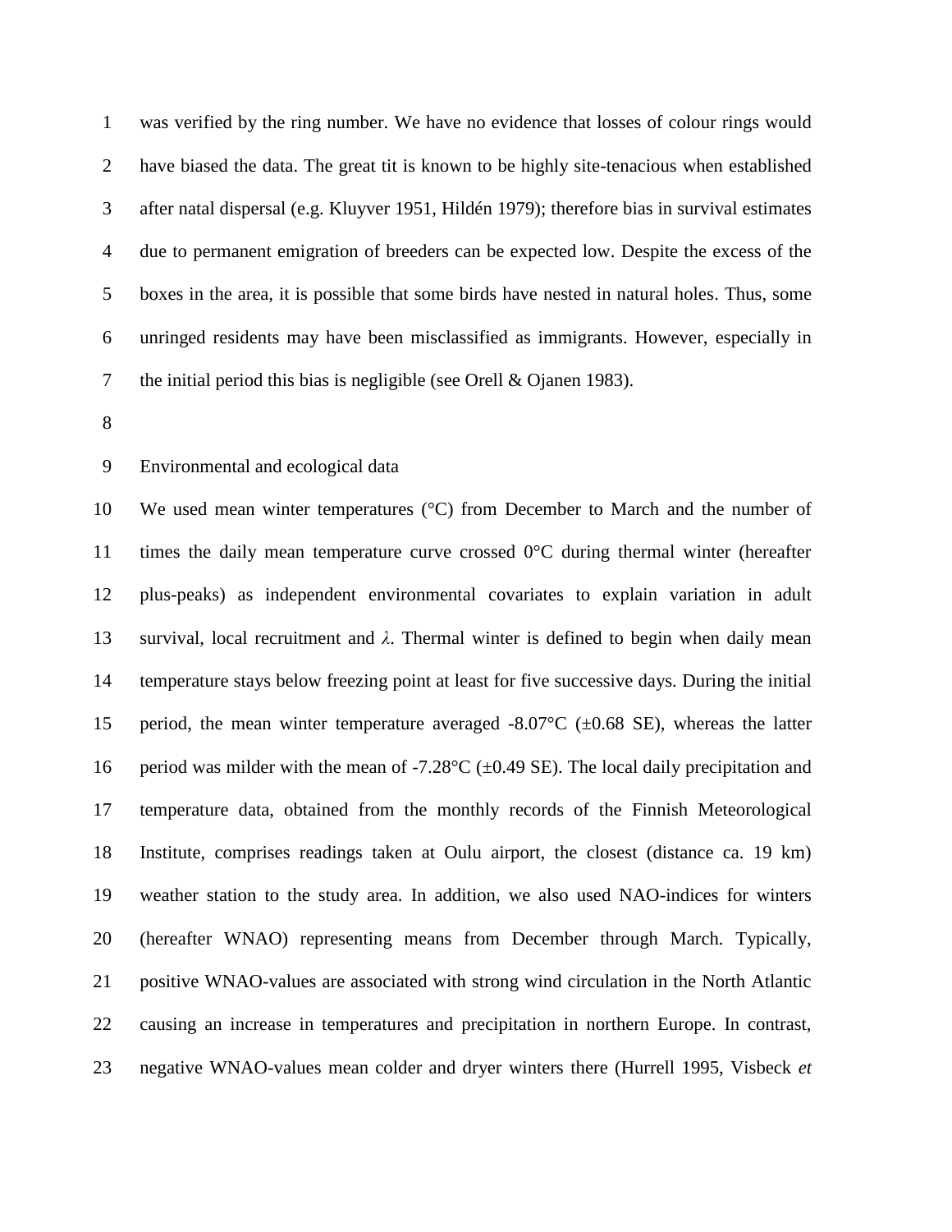was verified by the ring number. We have no evidence that losses of colour rings would have biased the data. The great tit is known to be highly site-tenacious when established after natal dispersal (e.g. Kluyver 1951, Hildén 1979); therefore bias in survival estimates due to permanent emigration of breeders can be expected low. Despite the excess of the boxes in the area, it is possible that some birds have nested in natural holes. Thus, some unringed residents may have been misclassified as immigrants. However, especially in the initial period this bias is negligible (see Orell & Ojanen 1983).

## Environmental and ecological data

We used mean winter temperatures (°C) from December to March and the number of times the daily mean temperature curve crossed 0°C during thermal winter (hereafter plus-peaks) as independent environmental covariates to explain variation in adult survival, local recruitment and $\lambda$. Thermal winter is defined to begin when daily mean temperature stays below freezing point at least for five successive days. During the initial period, the mean winter temperature averaged -8.07°C (±0.68 SE), whereas the latter period was milder with the mean of -7.28°C (±0.49 SE). The local daily precipitation and temperature data, obtained from the monthly records of the Finnish Meteorological Institute, comprises readings taken at Oulu airport, the closest (distance ca. 19 km) weather station to the study area. In addition, we also used NAO-indices for winters (hereafter WNAO) representing means from December through March. Typically, positive WNAO-values are associated with strong wind circulation in the North Atlantic causing an increase in temperatures and precipitation in northern Europe. In contrast, negative WNAO-values mean colder and dryer winters there (Hurrell 1995, Visbeck *et*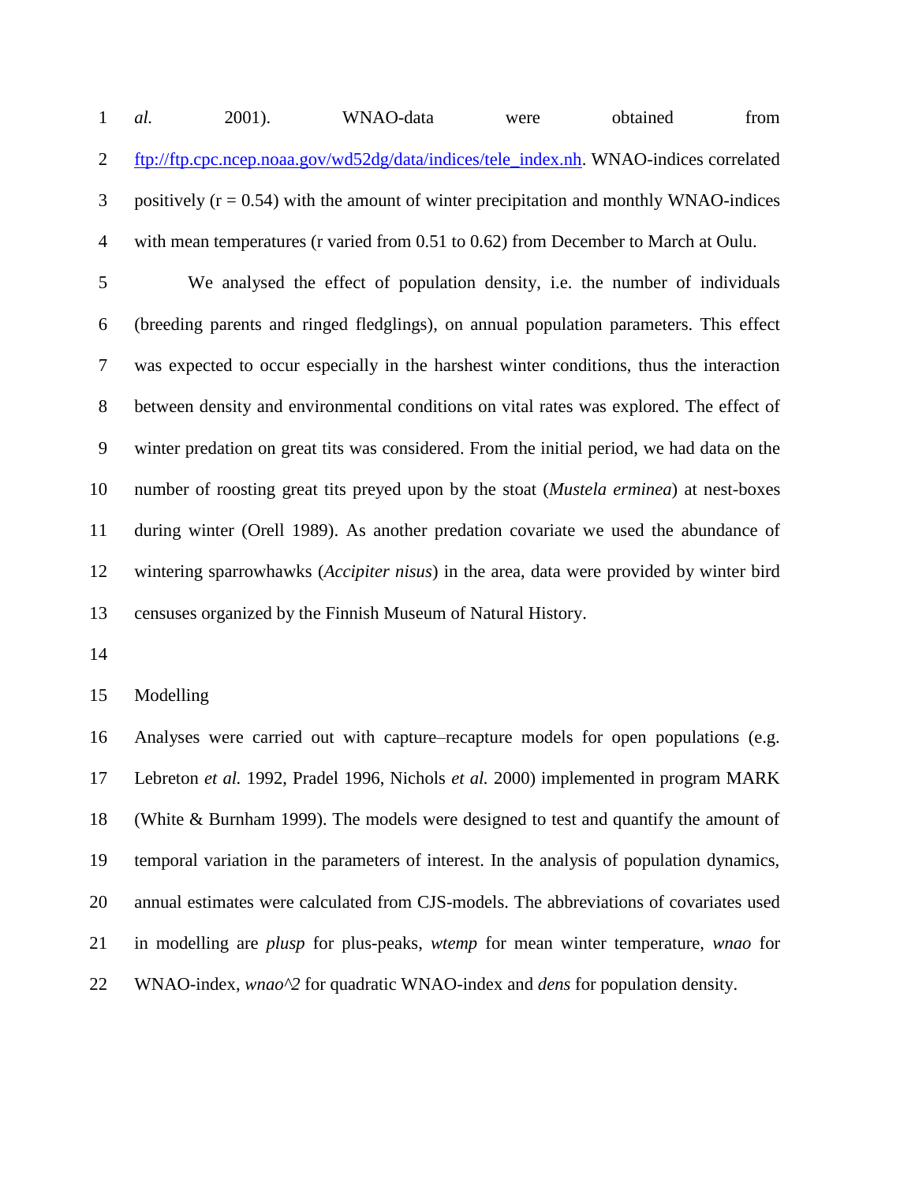*al.* 2001). WNAO-data were obtained from ftp://ftp.cpc.ncep.noaa.gov/wd52dg/data/indices/tele_index.nh. WNAO-indices correlated positively (r = 0.54) with the amount of winter precipitation and monthly WNAO-indices with mean temperatures (r varied from 0.51 to 0.62) from December to March at Oulu.

We analysed the effect of population density, i.e. the number of individuals (breeding parents and ringed fledglings), on annual population parameters. This effect was expected to occur especially in the harshest winter conditions, thus the interaction between density and environmental conditions on vital rates was explored. The effect of winter predation on great tits was considered. From the initial period, we had data on the number of roosting great tits preyed upon by the stoat (*Mustela erminea*) at nest-boxes during winter (Orell 1989). As another predation covariate we used the abundance of wintering sparrowhawks (*Accipiter nisus*) in the area, data were provided by winter bird censuses organized by the Finnish Museum of Natural History.

## Modelling

Analyses were carried out with capture–recapture models for open populations (e.g. Lebreton *et al.* 1992, Pradel 1996, Nichols *et al.* 2000) implemented in program MARK (White & Burnham 1999). The models were designed to test and quantify the amount of temporal variation in the parameters of interest. In the analysis of population dynamics, annual estimates were calculated from CJS-models. The abbreviations of covariates used in modelling are *plusp* for plus-peaks, *wtemp* for mean winter temperature, *wnao* for WNAO-index, *wnao^2* for quadratic WNAO-index and *dens* for population density.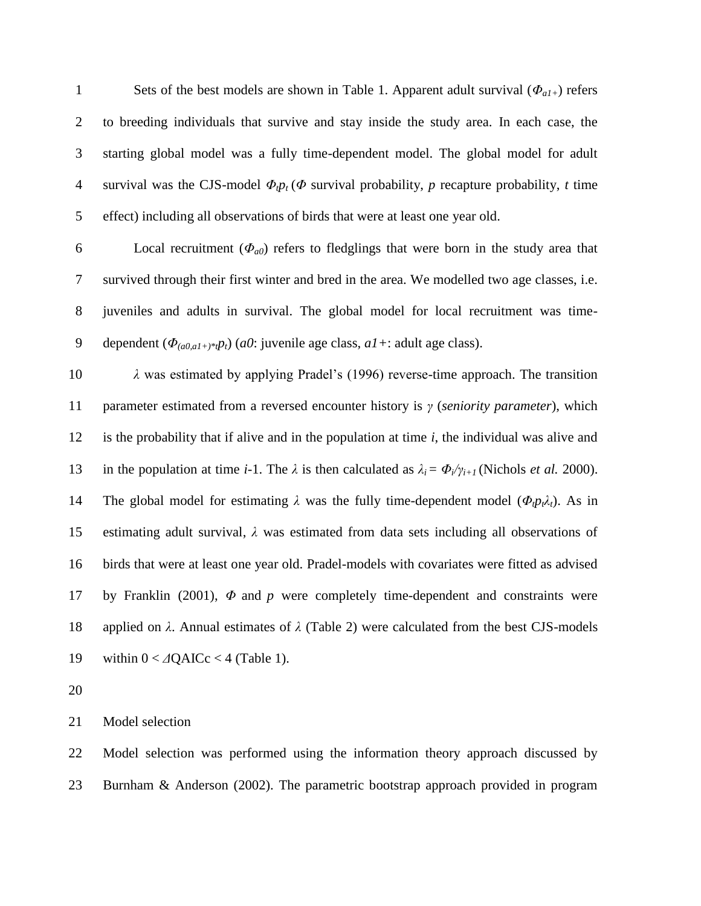Sets of the best models are shown in Table 1. Apparent adult survival ($\Phi_{a1+}$) refers to breeding individuals that survive and stay inside the study area. In each case, the starting global model was a fully time-dependent model. The global model for adult survival was the CJS-model $\Phi_t p_t$ ($\Phi$ survival probability, $p$ recapture probability, $t$ time effect) including all observations of birds that were at least one year old.

Local recruitment ($\Phi_{a0}$) refers to fledglings that were born in the study area that survived through their first winter and bred in the area. We modelled two age classes, i.e. juveniles and adults in survival. The global model for local recruitment was time-dependent ($\Phi_{(a0,a1+)*t}p_t$) (*a0*: juvenile age class, *a1+*: adult age class).

$\lambda$ was estimated by applying Pradel's (1996) reverse-time approach. The transition parameter estimated from a reversed encounter history is $\gamma$ (*seniority parameter*), which is the probability that if alive and in the population at time $i$, the individual was alive and in the population at time $i$-1. The $\lambda$ is then calculated as $\lambda_i = \Phi_i/\gamma_{i+1}$ (Nichols *et al.* 2000). The global model for estimating $\lambda$ was the fully time-dependent model ($\Phi_t p_t \lambda_t$). As in estimating adult survival, $\lambda$ was estimated from data sets including all observations of birds that were at least one year old. Pradel-models with covariates were fitted as advised by Franklin (2001), $\Phi$ and $p$ were completely time-dependent and constraints were applied on $\lambda$. Annual estimates of $\lambda$ (Table 2) were calculated from the best CJS-models within $0 < \Delta$QAICc $< 4$ (Table 1).

Model selection

Model selection was performed using the information theory approach discussed by Burnham & Anderson (2002). The parametric bootstrap approach provided in program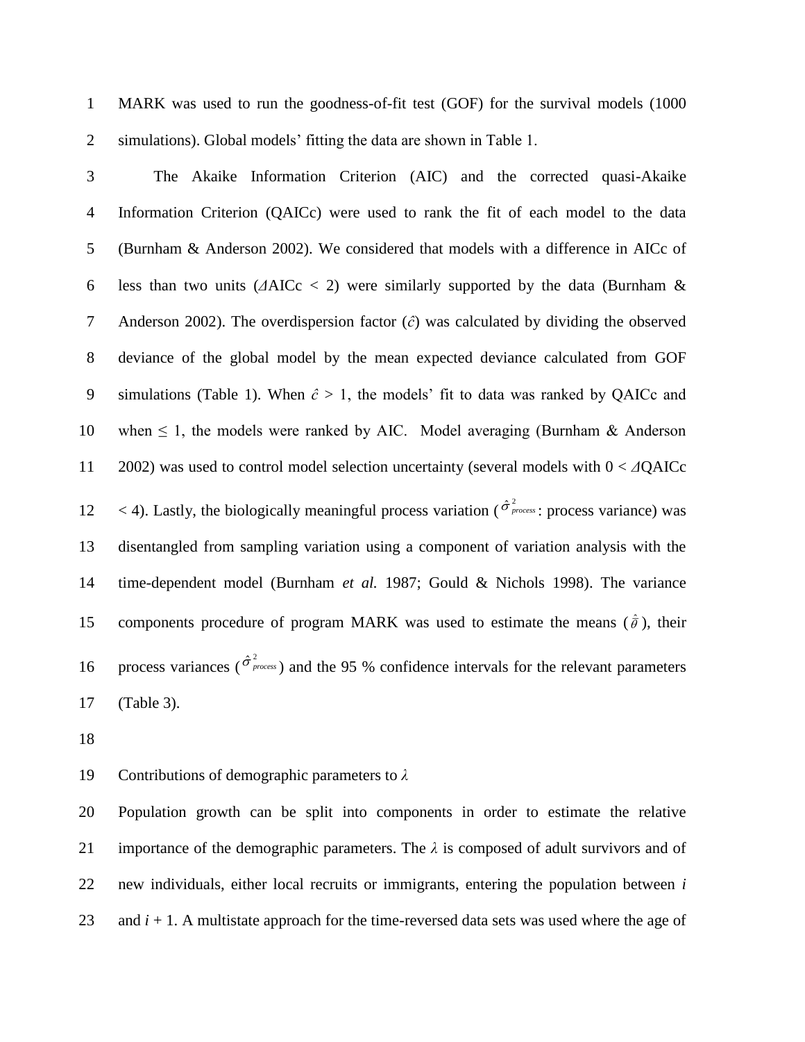MARK was used to run the goodness-of-fit test (GOF) for the survival models (1000 simulations). Global models' fitting the data are shown in Table 1.

The Akaike Information Criterion (AIC) and the corrected quasi-Akaike Information Criterion (QAICc) were used to rank the fit of each model to the data (Burnham & Anderson 2002). We considered that models with a difference in AICc of less than two units ($\Delta$AICc < 2) were similarly supported by the data (Burnham & Anderson 2002). The overdispersion factor ($\hat{c}$) was calculated by dividing the observed deviance of the global model by the mean expected deviance calculated from GOF simulations (Table 1). When $\hat{c} > 1$, the models' fit to data was ranked by QAICc and when $\leq 1$, the models were ranked by AIC. Model averaging (Burnham & Anderson 2002) was used to control model selection uncertainty (several models with $0 < \Delta$QAICc $< 4$). Lastly, the biologically meaningful process variation ($\hat{\sigma}^2_{process}$: process variance) was disentangled from sampling variation using a component of variation analysis with the time-dependent model (Burnham *et al.* 1987; Gould & Nichols 1998). The variance components procedure of program MARK was used to estimate the means ($\hat{\bar{\theta}}$), their process variances ($\hat{\sigma}^2_{process}$) and the 95 % confidence intervals for the relevant parameters (Table 3).

## Contributions of demographic parameters to $\lambda$

Population growth can be split into components in order to estimate the relative importance of the demographic parameters. The $\lambda$ is composed of adult survivors and of new individuals, either local recruits or immigrants, entering the population between $i$ and $i + 1$. A multistate approach for the time-reversed data sets was used where the age of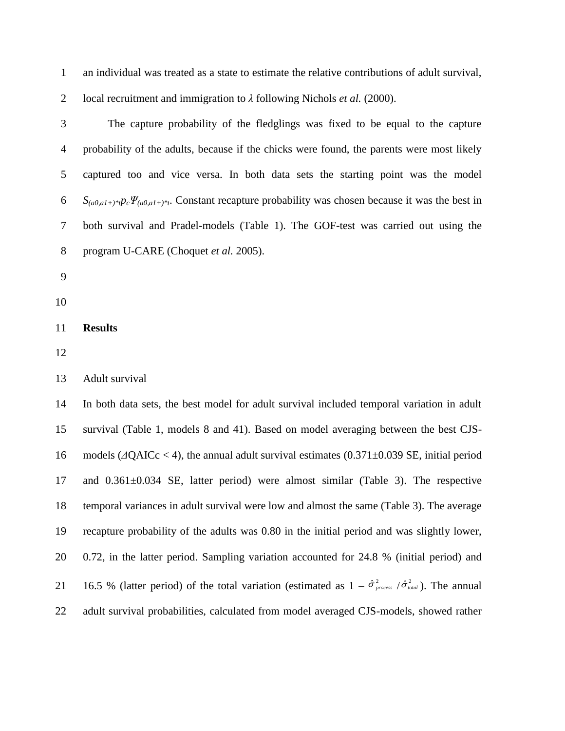an individual was treated as a state to estimate the relative contributions of adult survival, local recruitment and immigration to $\lambda$ following Nichols *et al.* (2000).

The capture probability of the fledglings was fixed to be equal to the capture probability of the adults, because if the chicks were found, the parents were most likely captured too and vice versa. In both data sets the starting point was the model $S_{(a0,a1+)*t}p_c\Psi_{(a0,a1+)*t}$. Constant recapture probability was chosen because it was the best in both survival and Pradel-models (Table 1). The GOF-test was carried out using the program U-CARE (Choquet *et al.* 2005).

## Results

### Adult survival

In both data sets, the best model for adult survival included temporal variation in adult survival (Table 1, models 8 and 41). Based on model averaging between the best CJS-models ($\Delta$QAICc < 4), the annual adult survival estimates (0.371±0.039 SE, initial period and 0.361±0.034 SE, latter period) were almost similar (Table 3). The respective temporal variances in adult survival were low and almost the same (Table 3). The average recapture probability of the adults was 0.80 in the initial period and was slightly lower, 0.72, in the latter period. Sampling variation accounted for 24.8 % (initial period) and 16.5 % (latter period) of the total variation (estimated as $1 - \hat{\sigma}^2_{process} / \hat{\sigma}^2_{total}$). The annual adult survival probabilities, calculated from model averaged CJS-models, showed rather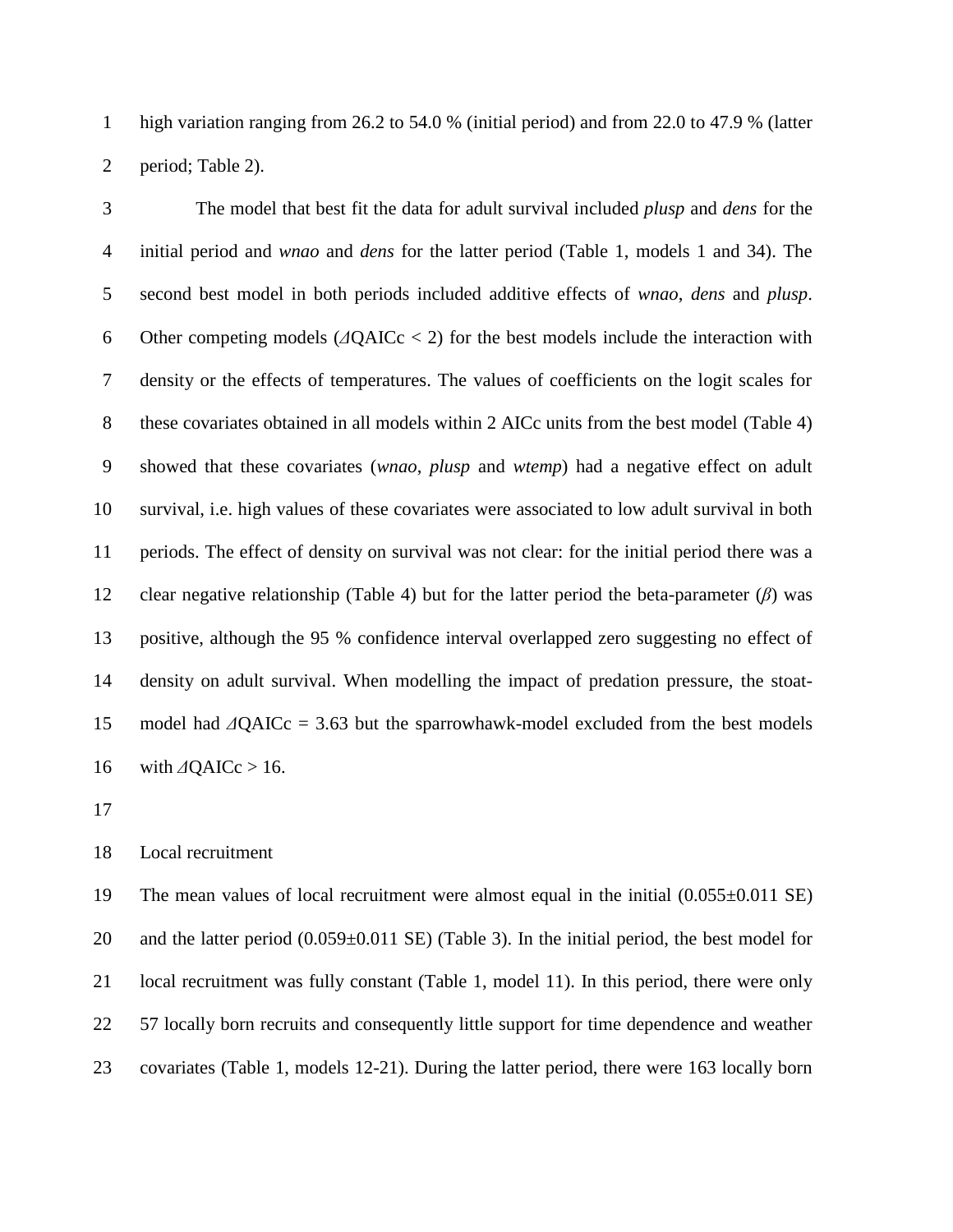high variation ranging from 26.2 to 54.0 % (initial period) and from 22.0 to 47.9 % (latter period; Table 2).

The model that best fit the data for adult survival included *plusp* and *dens* for the initial period and *wnao* and *dens* for the latter period (Table 1, models 1 and 34). The second best model in both periods included additive effects of *wnao*, *dens* and *plusp*. Other competing models ($\Delta$QAICc < 2) for the best models include the interaction with density or the effects of temperatures. The values of coefficients on the logit scales for these covariates obtained in all models within 2 AICc units from the best model (Table 4) showed that these covariates (*wnao*, *plusp* and *wtemp*) had a negative effect on adult survival, i.e. high values of these covariates were associated to low adult survival in both periods. The effect of density on survival was not clear: for the initial period there was a clear negative relationship (Table 4) but for the latter period the beta-parameter ($\beta$) was positive, although the 95 % confidence interval overlapped zero suggesting no effect of density on adult survival. When modelling the impact of predation pressure, the stoat-model had $\Delta$QAICc = 3.63 but the sparrowhawk-model excluded from the best models with $\Delta$QAICc > 16.

## Local recruitment

The mean values of local recruitment were almost equal in the initial (0.055±0.011 SE) and the latter period (0.059±0.011 SE) (Table 3). In the initial period, the best model for local recruitment was fully constant (Table 1, model 11). In this period, there were only 57 locally born recruits and consequently little support for time dependence and weather covariates (Table 1, models 12-21). During the latter period, there were 163 locally born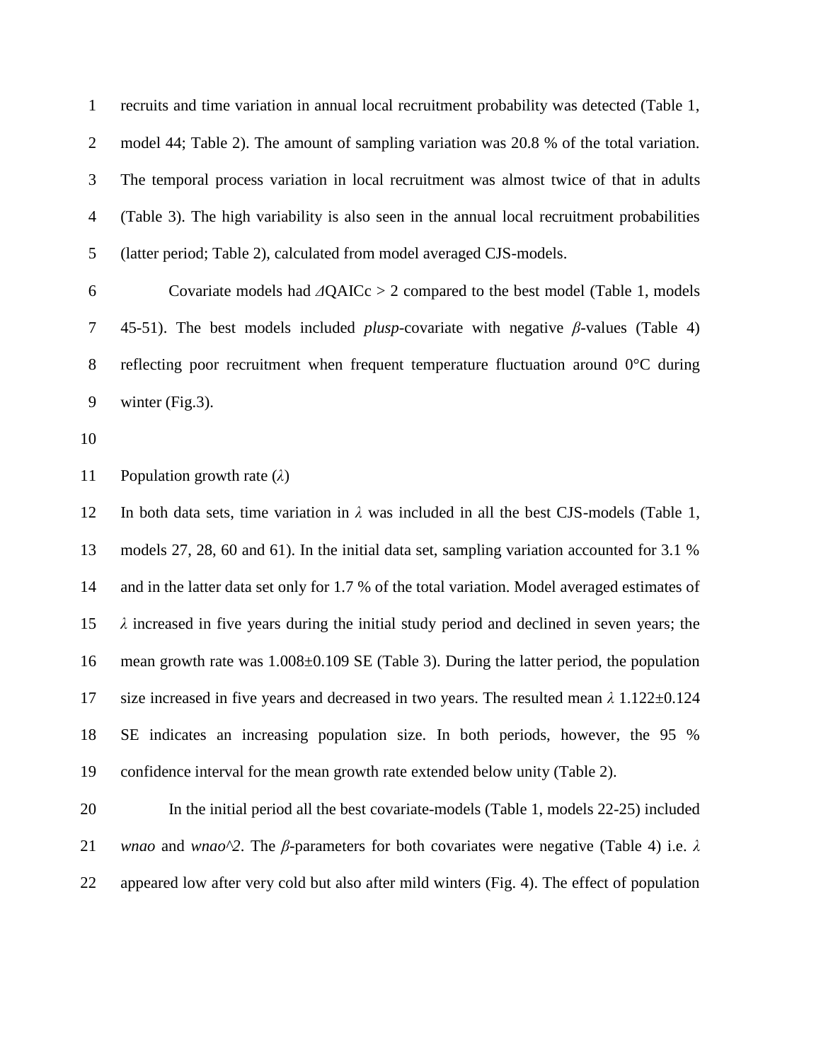recruits and time variation in annual local recruitment probability was detected (Table 1, model 44; Table 2). The amount of sampling variation was 20.8 % of the total variation. The temporal process variation in local recruitment was almost twice of that in adults (Table 3). The high variability is also seen in the annual local recruitment probabilities (latter period; Table 2), calculated from model averaged CJS-models.

Covariate models had $\Delta$QAICc > 2 compared to the best model (Table 1, models 45-51). The best models included *plusp*-covariate with negative $\beta$-values (Table 4) reflecting poor recruitment when frequent temperature fluctuation around 0°C during winter (Fig.3).

Population growth rate ($\lambda$)

In both data sets, time variation in $\lambda$ was included in all the best CJS-models (Table 1, models 27, 28, 60 and 61). In the initial data set, sampling variation accounted for 3.1 % and in the latter data set only for 1.7 % of the total variation. Model averaged estimates of $\lambda$ increased in five years during the initial study period and declined in seven years; the mean growth rate was 1.008±0.109 SE (Table 3). During the latter period, the population size increased in five years and decreased in two years. The resulted mean $\lambda$ 1.122±0.124 SE indicates an increasing population size. In both periods, however, the 95 % confidence interval for the mean growth rate extended below unity (Table 2).

In the initial period all the best covariate-models (Table 1, models 22-25) included *wnao* and *wnao^2*. The $\beta$-parameters for both covariates were negative (Table 4) i.e. $\lambda$ appeared low after very cold but also after mild winters (Fig. 4). The effect of population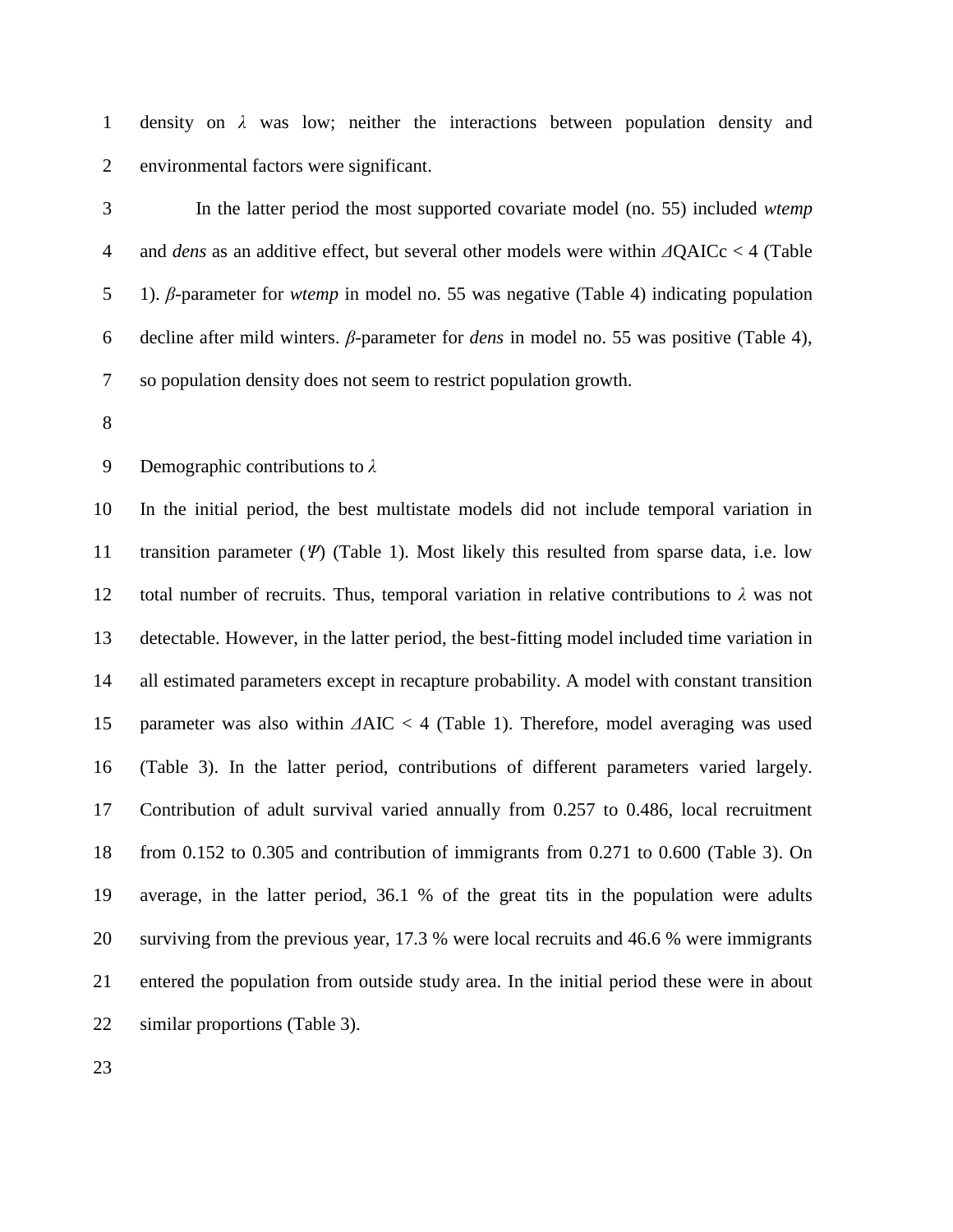density on $\lambda$ was low; neither the interactions between population density and environmental factors were significant.

In the latter period the most supported covariate model (no. 55) included *wtemp* and *dens* as an additive effect, but several other models were within $\Delta$QAICc < 4 (Table 1). $\beta$-parameter for *wtemp* in model no. 55 was negative (Table 4) indicating population decline after mild winters. $\beta$-parameter for *dens* in model no. 55 was positive (Table 4), so population density does not seem to restrict population growth.

## Demographic contributions to $\lambda$

In the initial period, the best multistate models did not include temporal variation in transition parameter ($\Psi$) (Table 1). Most likely this resulted from sparse data, i.e. low total number of recruits. Thus, temporal variation in relative contributions to $\lambda$ was not detectable. However, in the latter period, the best-fitting model included time variation in all estimated parameters except in recapture probability. A model with constant transition parameter was also within $\Delta$AIC < 4 (Table 1). Therefore, model averaging was used (Table 3). In the latter period, contributions of different parameters varied largely. Contribution of adult survival varied annually from 0.257 to 0.486, local recruitment from 0.152 to 0.305 and contribution of immigrants from 0.271 to 0.600 (Table 3). On average, in the latter period, 36.1 % of the great tits in the population were adults surviving from the previous year, 17.3 % were local recruits and 46.6 % were immigrants entered the population from outside study area. In the initial period these were in about similar proportions (Table 3).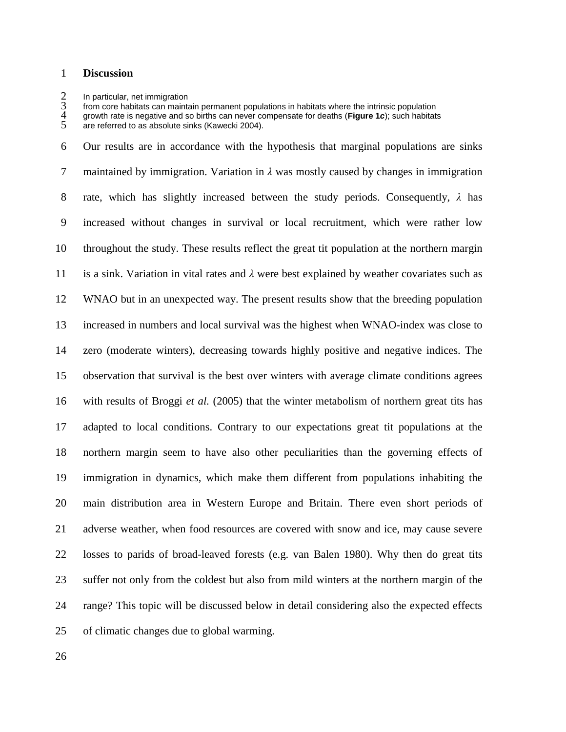## Discussion

In particular, net immigration from core habitats can maintain permanent populations in habitats where the intrinsic population growth rate is negative and so births can never compensate for deaths (**Figure 1*c***); such habitats are referred to as absolute sinks (Kawecki 2004).

Our results are in accordance with the hypothesis that marginal populations are sinks maintained by immigration. Variation in $\lambda$ was mostly caused by changes in immigration rate, which has slightly increased between the study periods. Consequently, $\lambda$ has increased without changes in survival or local recruitment, which were rather low throughout the study. These results reflect the great tit population at the northern margin is a sink. Variation in vital rates and $\lambda$ were best explained by weather covariates such as WNAO but in an unexpected way. The present results show that the breeding population increased in numbers and local survival was the highest when WNAO-index was close to zero (moderate winters), decreasing towards highly positive and negative indices. The observation that survival is the best over winters with average climate conditions agrees with results of Broggi *et al.* (2005) that the winter metabolism of northern great tits has adapted to local conditions. Contrary to our expectations great tit populations at the northern margin seem to have also other peculiarities than the governing effects of immigration in dynamics, which make them different from populations inhabiting the main distribution area in Western Europe and Britain. There even short periods of adverse weather, when food resources are covered with snow and ice, may cause severe losses to parids of broad-leaved forests (e.g. van Balen 1980). Why then do great tits suffer not only from the coldest but also from mild winters at the northern margin of the range? This topic will be discussed below in detail considering also the expected effects of climatic changes due to global warming.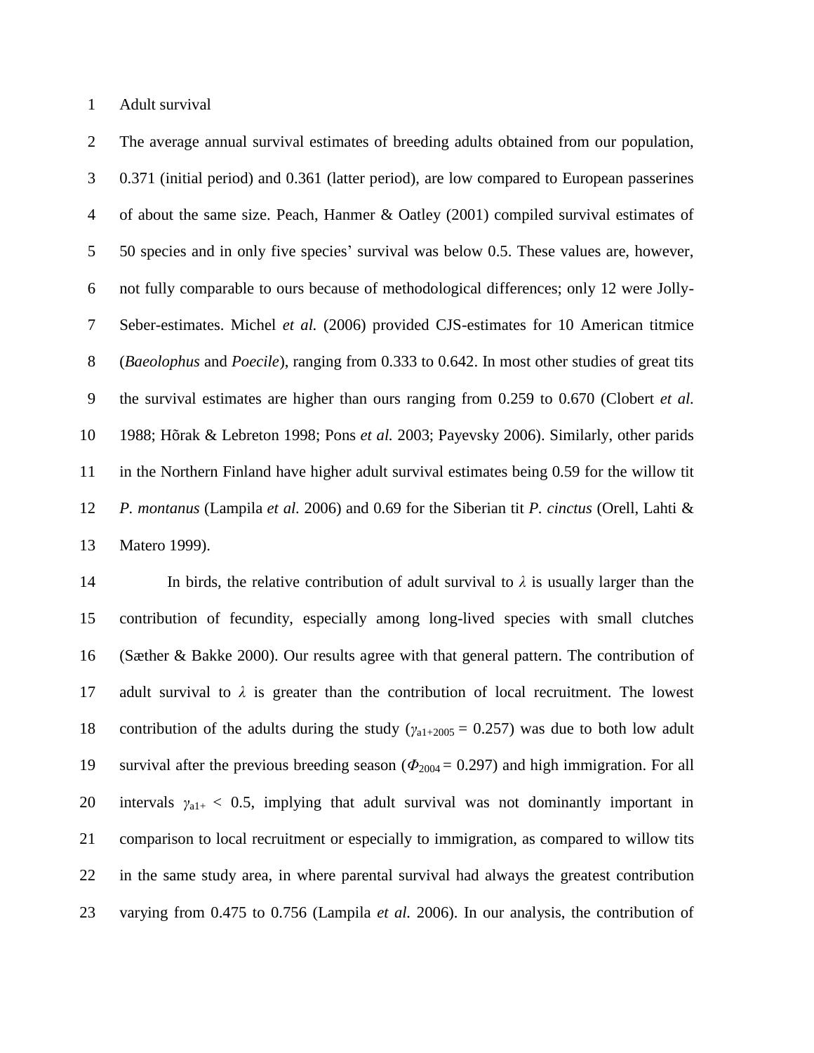## Adult survival

The average annual survival estimates of breeding adults obtained from our population, 0.371 (initial period) and 0.361 (latter period), are low compared to European passerines of about the same size. Peach, Hanmer & Oatley (2001) compiled survival estimates of 50 species and in only five species' survival was below 0.5. These values are, however, not fully comparable to ours because of methodological differences; only 12 were Jolly-Seber-estimates. Michel *et al.* (2006) provided CJS-estimates for 10 American titmice (*Baeolophus* and *Poecile*), ranging from 0.333 to 0.642. In most other studies of great tits the survival estimates are higher than ours ranging from 0.259 to 0.670 (Clobert *et al.* 1988; Hõrak & Lebreton 1998; Pons *et al.* 2003; Payevsky 2006). Similarly, other parids in the Northern Finland have higher adult survival estimates being 0.59 for the willow tit *P. montanus* (Lampila *et al.* 2006) and 0.69 for the Siberian tit *P. cinctus* (Orell, Lahti & Matero 1999).

In birds, the relative contribution of adult survival to $\lambda$ is usually larger than the contribution of fecundity, especially among long-lived species with small clutches (Sæther & Bakke 2000). Our results agree with that general pattern. The contribution of adult survival to $\lambda$ is greater than the contribution of local recruitment. The lowest contribution of the adults during the study ($\gamma_{a1+2005} = 0.257$) was due to both low adult survival after the previous breeding season ($\Phi_{2004} = 0.297$) and high immigration. For all intervals $\gamma_{a1+} < 0.5$, implying that adult survival was not dominantly important in comparison to local recruitment or especially to immigration, as compared to willow tits in the same study area, in where parental survival had always the greatest contribution varying from 0.475 to 0.756 (Lampila *et al.* 2006). In our analysis, the contribution of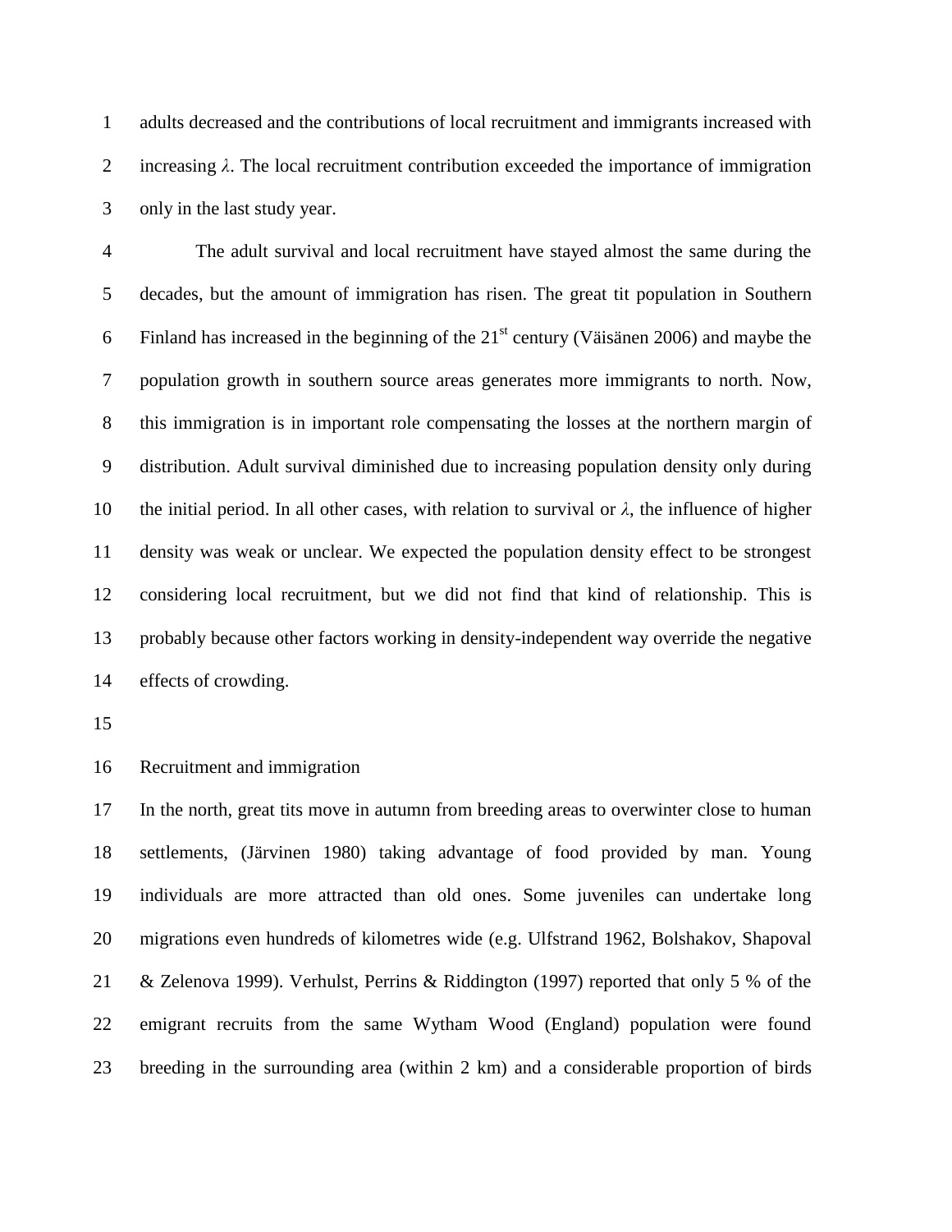adults decreased and the contributions of local recruitment and immigrants increased with increasing $\lambda$. The local recruitment contribution exceeded the importance of immigration only in the last study year.

The adult survival and local recruitment have stayed almost the same during the decades, but the amount of immigration has risen. The great tit population in Southern Finland has increased in the beginning of the 21st century (Väisänen 2006) and maybe the population growth in southern source areas generates more immigrants to north. Now, this immigration is in important role compensating the losses at the northern margin of distribution. Adult survival diminished due to increasing population density only during the initial period. In all other cases, with relation to survival or $\lambda$, the influence of higher density was weak or unclear. We expected the population density effect to be strongest considering local recruitment, but we did not find that kind of relationship. This is probably because other factors working in density-independent way override the negative effects of crowding.

## Recruitment and immigration

In the north, great tits move in autumn from breeding areas to overwinter close to human settlements, (Järvinen 1980) taking advantage of food provided by man. Young individuals are more attracted than old ones. Some juveniles can undertake long migrations even hundreds of kilometres wide (e.g. Ulfstrand 1962, Bolshakov, Shapoval & Zelenova 1999). Verhulst, Perrins & Riddington (1997) reported that only 5 % of the emigrant recruits from the same Wytham Wood (England) population were found breeding in the surrounding area (within 2 km) and a considerable proportion of birds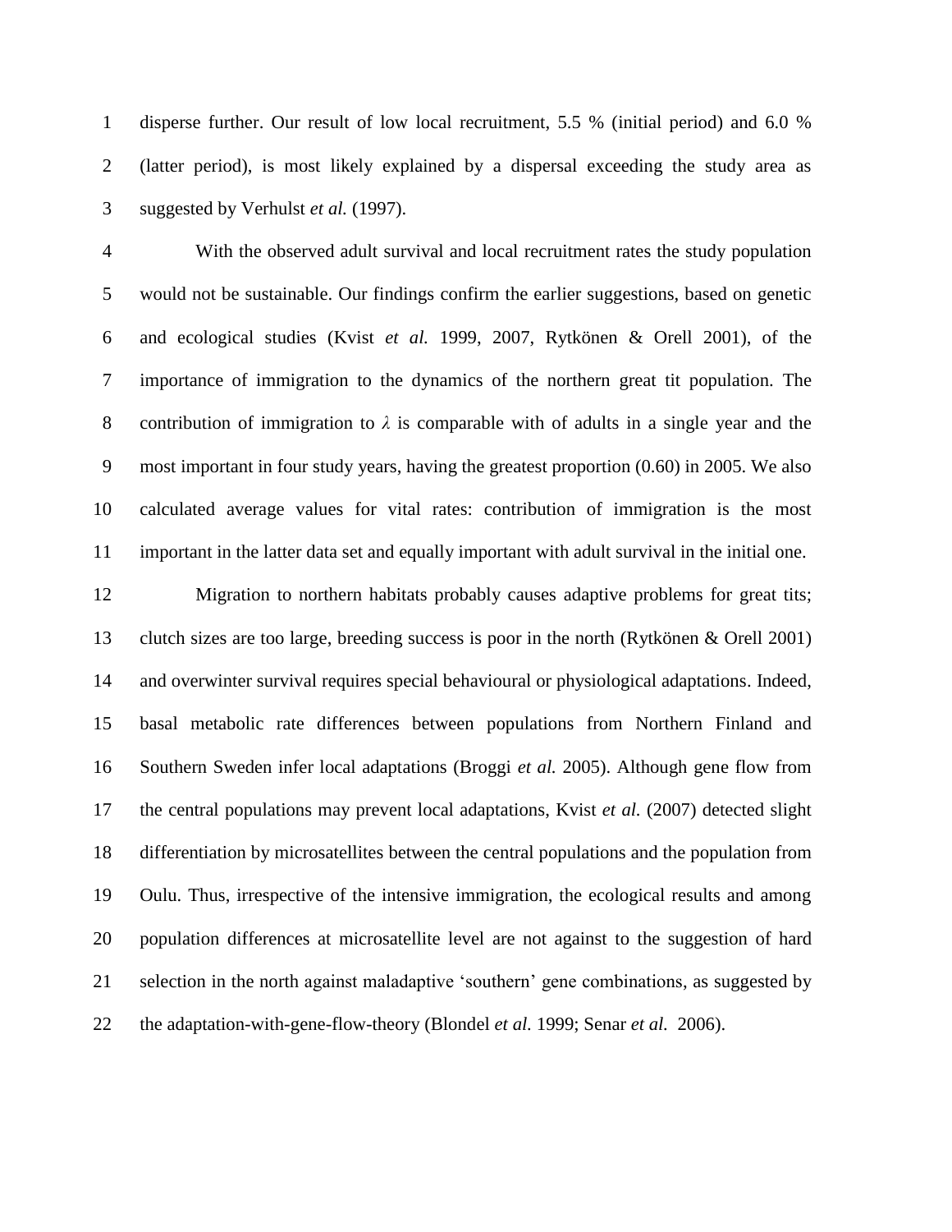disperse further. Our result of low local recruitment, 5.5 % (initial period) and 6.0 % (latter period), is most likely explained by a dispersal exceeding the study area as suggested by Verhulst *et al.* (1997).

With the observed adult survival and local recruitment rates the study population would not be sustainable. Our findings confirm the earlier suggestions, based on genetic and ecological studies (Kvist *et al.* 1999, 2007, Rytkönen & Orell 2001), of the importance of immigration to the dynamics of the northern great tit population. The contribution of immigration to $\lambda$ is comparable with of adults in a single year and the most important in four study years, having the greatest proportion (0.60) in 2005. We also calculated average values for vital rates: contribution of immigration is the most important in the latter data set and equally important with adult survival in the initial one.

Migration to northern habitats probably causes adaptive problems for great tits; clutch sizes are too large, breeding success is poor in the north (Rytkönen & Orell 2001) and overwinter survival requires special behavioural or physiological adaptations. Indeed, basal metabolic rate differences between populations from Northern Finland and Southern Sweden infer local adaptations (Broggi *et al.* 2005). Although gene flow from the central populations may prevent local adaptations, Kvist *et al.* (2007) detected slight differentiation by microsatellites between the central populations and the population from Oulu. Thus, irrespective of the intensive immigration, the ecological results and among population differences at microsatellite level are not against to the suggestion of hard selection in the north against maladaptive 'southern' gene combinations, as suggested by the adaptation-with-gene-flow-theory (Blondel *et al.* 1999; Senar *et al.* 2006).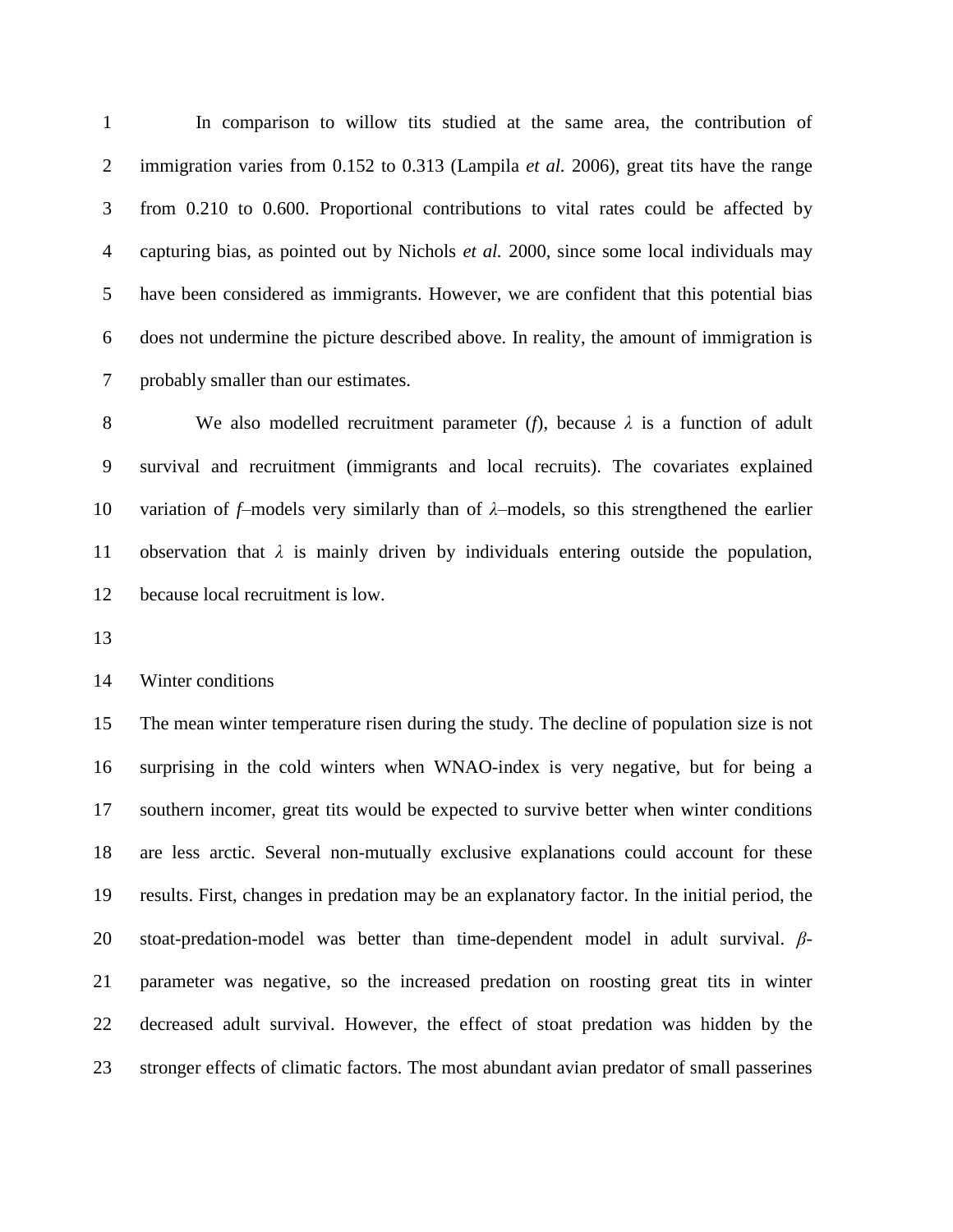In comparison to willow tits studied at the same area, the contribution of immigration varies from 0.152 to 0.313 (Lampila *et al.* 2006), great tits have the range from 0.210 to 0.600. Proportional contributions to vital rates could be affected by capturing bias, as pointed out by Nichols *et al.* 2000, since some local individuals may have been considered as immigrants. However, we are confident that this potential bias does not undermine the picture described above. In reality, the amount of immigration is probably smaller than our estimates.

We also modelled recruitment parameter ($f$), because $\lambda$ is a function of adult survival and recruitment (immigrants and local recruits). The covariates explained variation of $f$–models very similarly than of $\lambda$–models, so this strengthened the earlier observation that $\lambda$ is mainly driven by individuals entering outside the population, because local recruitment is low.

Winter conditions

The mean winter temperature risen during the study. The decline of population size is not surprising in the cold winters when WNAO-index is very negative, but for being a southern incomer, great tits would be expected to survive better when winter conditions are less arctic. Several non-mutually exclusive explanations could account for these results. First, changes in predation may be an explanatory factor. In the initial period, the stoat-predation-model was better than time-dependent model in adult survival. $\beta$-parameter was negative, so the increased predation on roosting great tits in winter decreased adult survival. However, the effect of stoat predation was hidden by the stronger effects of climatic factors. The most abundant avian predator of small passerines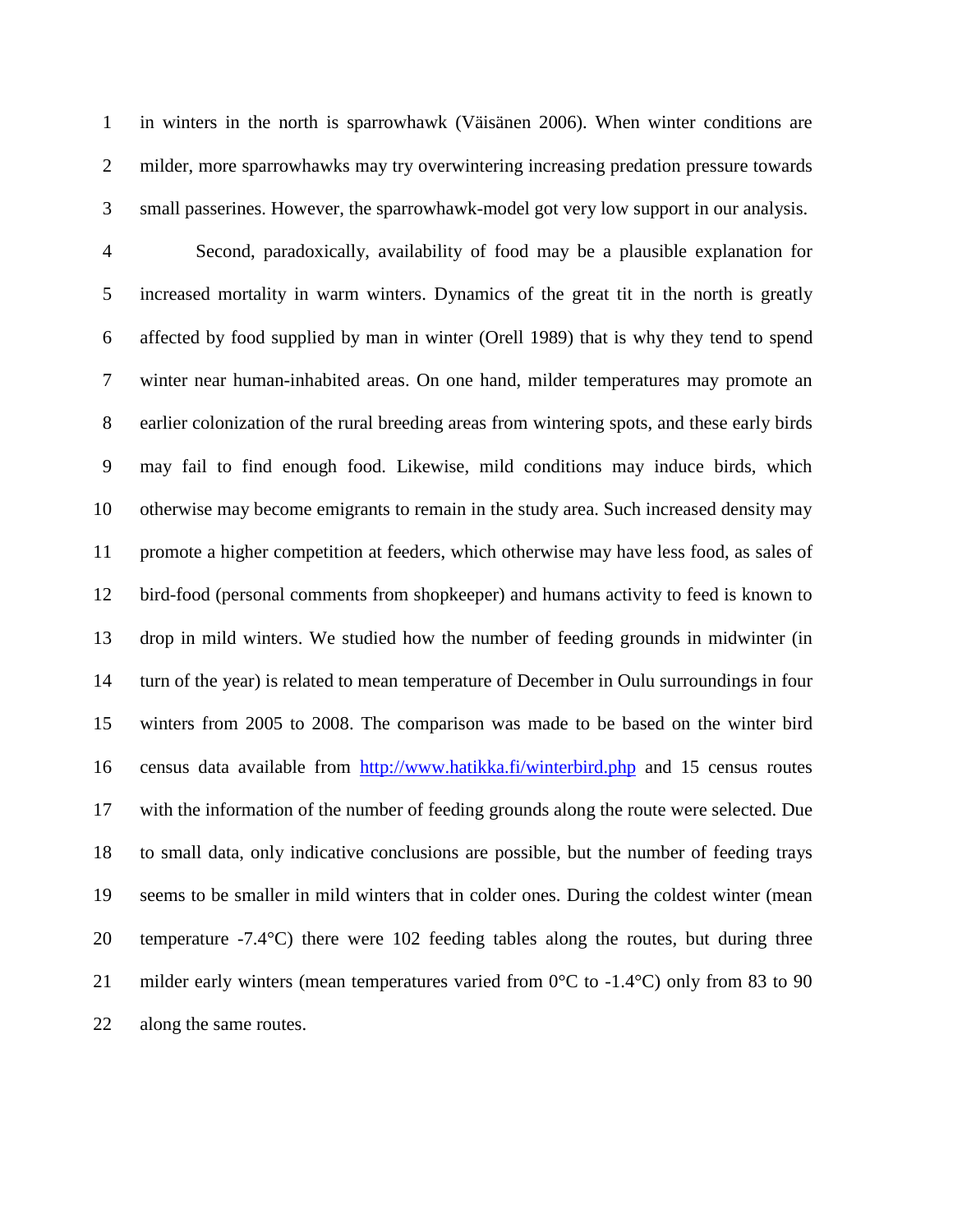in winters in the north is sparrowhawk (Väisänen 2006). When winter conditions are milder, more sparrowhawks may try overwintering increasing predation pressure towards small passerines. However, the sparrowhawk-model got very low support in our analysis.

Second, paradoxically, availability of food may be a plausible explanation for increased mortality in warm winters. Dynamics of the great tit in the north is greatly affected by food supplied by man in winter (Orell 1989) that is why they tend to spend winter near human-inhabited areas. On one hand, milder temperatures may promote an earlier colonization of the rural breeding areas from wintering spots, and these early birds may fail to find enough food. Likewise, mild conditions may induce birds, which otherwise may become emigrants to remain in the study area. Such increased density may promote a higher competition at feeders, which otherwise may have less food, as sales of bird-food (personal comments from shopkeeper) and humans activity to feed is known to drop in mild winters. We studied how the number of feeding grounds in midwinter (in turn of the year) is related to mean temperature of December in Oulu surroundings in four winters from 2005 to 2008. The comparison was made to be based on the winter bird census data available from http://www.hatikka.fi/winterbird.php and 15 census routes with the information of the number of feeding grounds along the route were selected. Due to small data, only indicative conclusions are possible, but the number of feeding trays seems to be smaller in mild winters that in colder ones. During the coldest winter (mean temperature -7.4°C) there were 102 feeding tables along the routes, but during three milder early winters (mean temperatures varied from 0°C to -1.4°C) only from 83 to 90 along the same routes.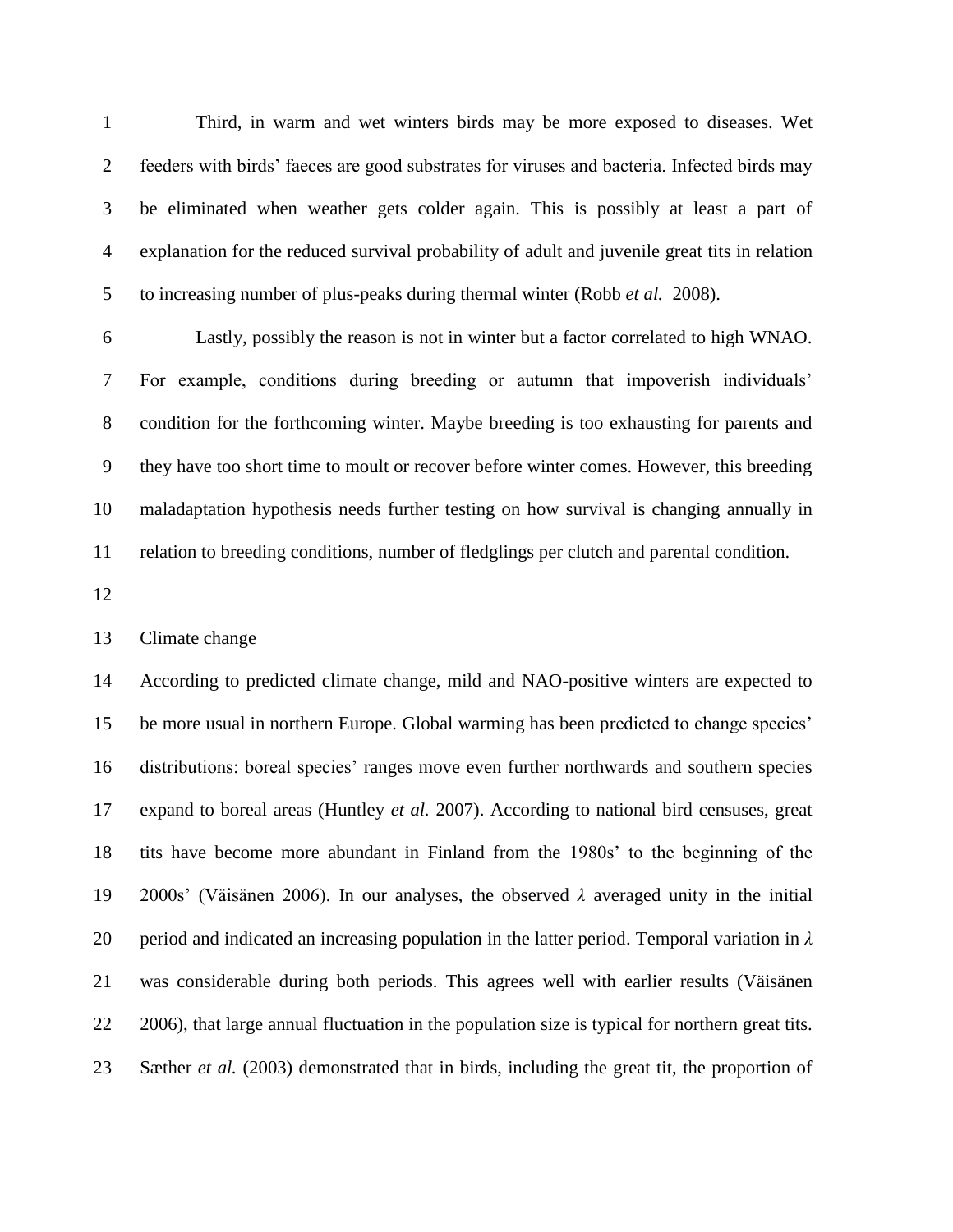Third, in warm and wet winters birds may be more exposed to diseases. Wet feeders with birds' faeces are good substrates for viruses and bacteria. Infected birds may be eliminated when weather gets colder again. This is possibly at least a part of explanation for the reduced survival probability of adult and juvenile great tits in relation to increasing number of plus-peaks during thermal winter (Robb *et al.* 2008).

Lastly, possibly the reason is not in winter but a factor correlated to high WNAO. For example, conditions during breeding or autumn that impoverish individuals' condition for the forthcoming winter. Maybe breeding is too exhausting for parents and they have too short time to moult or recover before winter comes. However, this breeding maladaptation hypothesis needs further testing on how survival is changing annually in relation to breeding conditions, number of fledglings per clutch and parental condition.

## Climate change

According to predicted climate change, mild and NAO-positive winters are expected to be more usual in northern Europe. Global warming has been predicted to change species' distributions: boreal species' ranges move even further northwards and southern species expand to boreal areas (Huntley *et al.* 2007). According to national bird censuses, great tits have become more abundant in Finland from the 1980s' to the beginning of the 2000s' (Väisänen 2006). In our analyses, the observed $\lambda$ averaged unity in the initial period and indicated an increasing population in the latter period. Temporal variation in $\lambda$ was considerable during both periods. This agrees well with earlier results (Väisänen 2006), that large annual fluctuation in the population size is typical for northern great tits. Sæther *et al.* (2003) demonstrated that in birds, including the great tit, the proportion of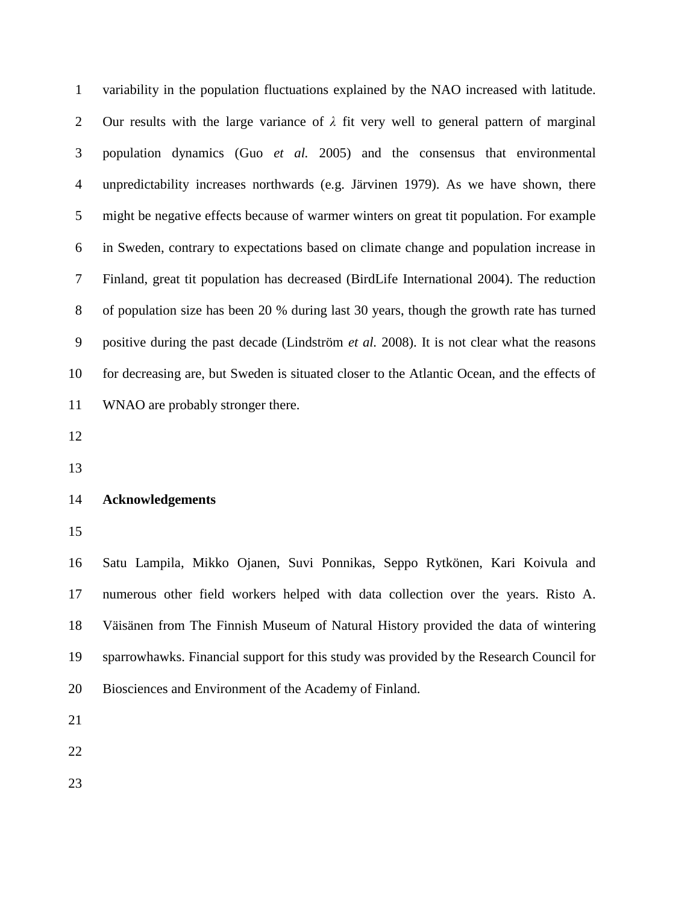variability in the population fluctuations explained by the NAO increased with latitude. Our results with the large variance of $\lambda$ fit very well to general pattern of marginal population dynamics (Guo *et al.* 2005) and the consensus that environmental unpredictability increases northwards (e.g. Järvinen 1979). As we have shown, there might be negative effects because of warmer winters on great tit population. For example in Sweden, contrary to expectations based on climate change and population increase in Finland, great tit population has decreased (BirdLife International 2004). The reduction of population size has been 20 % during last 30 years, though the growth rate has turned positive during the past decade (Lindström *et al.* 2008). It is not clear what the reasons for decreasing are, but Sweden is situated closer to the Atlantic Ocean, and the effects of WNAO are probably stronger there.

## Acknowledgements

Satu Lampila, Mikko Ojanen, Suvi Ponnikas, Seppo Rytkönen, Kari Koivula and numerous other field workers helped with data collection over the years. Risto A. Väisänen from The Finnish Museum of Natural History provided the data of wintering sparrowhawks. Financial support for this study was provided by the Research Council for Biosciences and Environment of the Academy of Finland.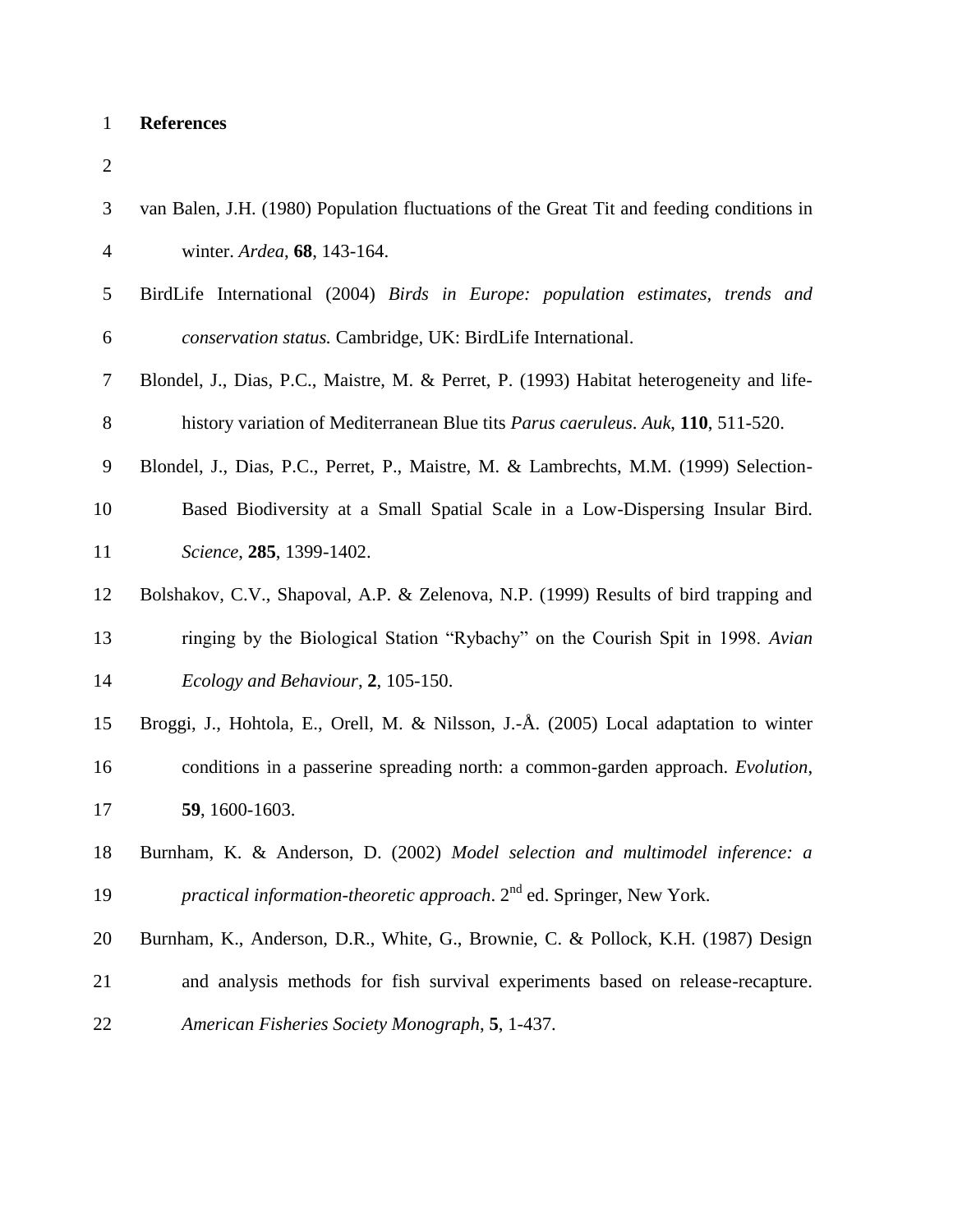# References

van Balen, J.H. (1980) Population fluctuations of the Great Tit and feeding conditions in winter. *Ardea*, **68**, 143-164.

BirdLife International (2004) *Birds in Europe: population estimates, trends and conservation status.* Cambridge, UK: BirdLife International.

Blondel, J., Dias, P.C., Maistre, M. & Perret, P. (1993) Habitat heterogeneity and life-history variation of Mediterranean Blue tits *Parus caeruleus*. *Auk*, **110**, 511-520.

Blondel, J., Dias, P.C., Perret, P., Maistre, M. & Lambrechts, M.M. (1999) Selection-Based Biodiversity at a Small Spatial Scale in a Low-Dispersing Insular Bird. *Science*, **285**, 1399-1402.

Bolshakov, C.V., Shapoval, A.P. & Zelenova, N.P. (1999) Results of bird trapping and ringing by the Biological Station "Rybachy" on the Courish Spit in 1998. *Avian Ecology and Behaviour*, **2**, 105-150.

Broggi, J., Hohtola, E., Orell, M. & Nilsson, J.-Å. (2005) Local adaptation to winter conditions in a passerine spreading north: a common-garden approach. *Evolution*, **59**, 1600-1603.

Burnham, K. & Anderson, D. (2002) *Model selection and multimodel inference: a practical information-theoretic approach*. 2nd ed. Springer, New York.

Burnham, K., Anderson, D.R., White, G., Brownie, C. & Pollock, K.H. (1987) Design and analysis methods for fish survival experiments based on release-recapture. *American Fisheries Society Monograph*, **5**, 1-437.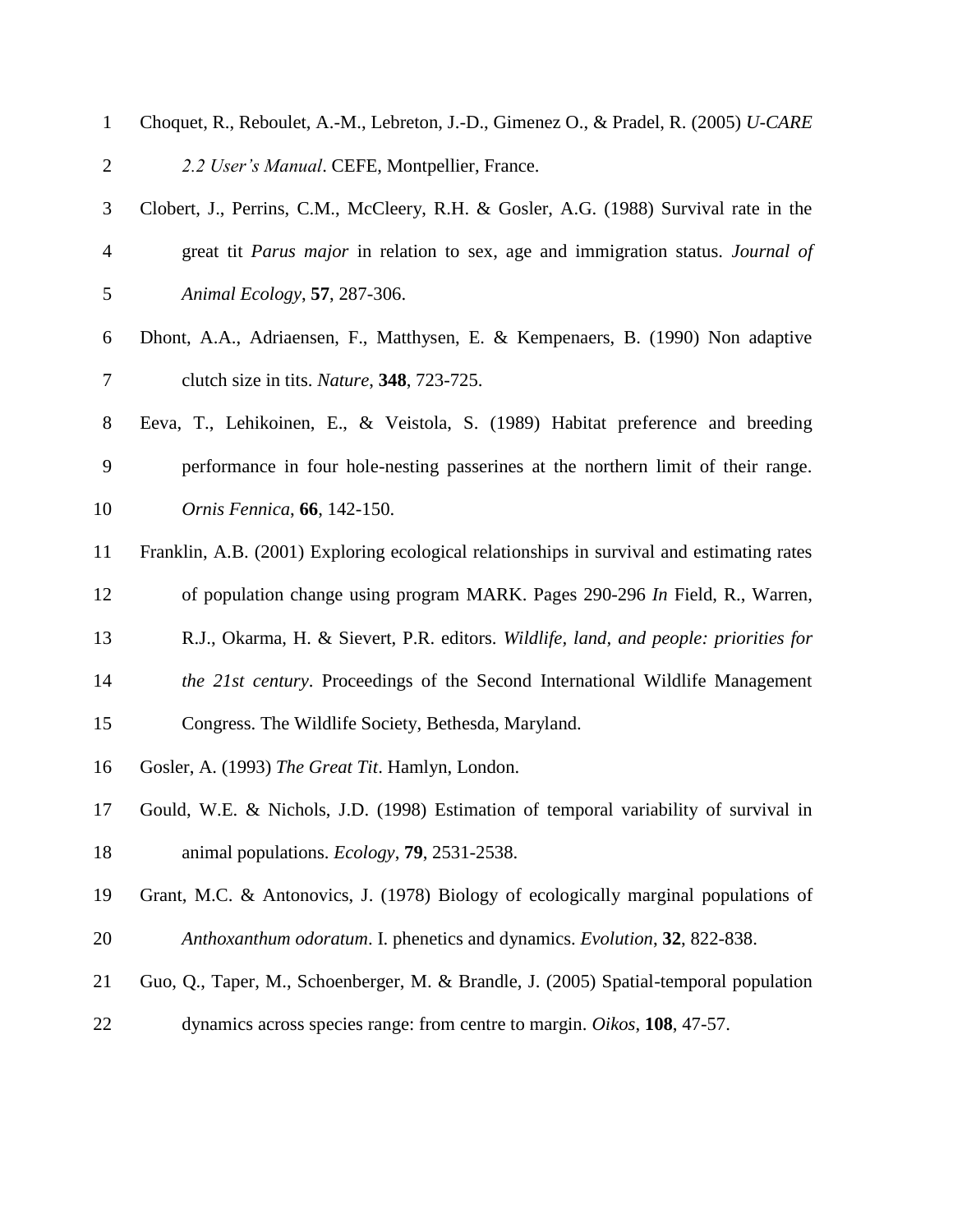Choquet, R., Reboulet, A.-M., Lebreton, J.-D., Gimenez O., & Pradel, R. (2005) *U-CARE 2.2 User's Manual*. CEFE, Montpellier, France.

Clobert, J., Perrins, C.M., McCleery, R.H. & Gosler, A.G. (1988) Survival rate in the great tit *Parus major* in relation to sex, age and immigration status. *Journal of Animal Ecology*, **57**, 287-306.

Dhont, A.A., Adriaensen, F., Matthysen, E. & Kempenaers, B. (1990) Non adaptive clutch size in tits. *Nature*, **348**, 723-725.

Eeva, T., Lehikoinen, E., & Veistola, S. (1989) Habitat preference and breeding performance in four hole-nesting passerines at the northern limit of their range. *Ornis Fennica*, **66**, 142-150.

Franklin, A.B. (2001) Exploring ecological relationships in survival and estimating rates of population change using program MARK. Pages 290-296 *In* Field, R., Warren, R.J., Okarma, H. & Sievert, P.R. editors. *Wildlife, land, and people: priorities for the 21st century*. Proceedings of the Second International Wildlife Management Congress. The Wildlife Society, Bethesda, Maryland.

Gosler, A. (1993) *The Great Tit*. Hamlyn, London.

Gould, W.E. & Nichols, J.D. (1998) Estimation of temporal variability of survival in animal populations. *Ecology*, **79**, 2531-2538.

Grant, M.C. & Antonovics, J. (1978) Biology of ecologically marginal populations of *Anthoxanthum odoratum*. I. phenetics and dynamics. *Evolution*, **32**, 822-838.

Guo, Q., Taper, M., Schoenberger, M. & Brandle, J. (2005) Spatial-temporal population dynamics across species range: from centre to margin. *Oikos*, **108**, 47-57.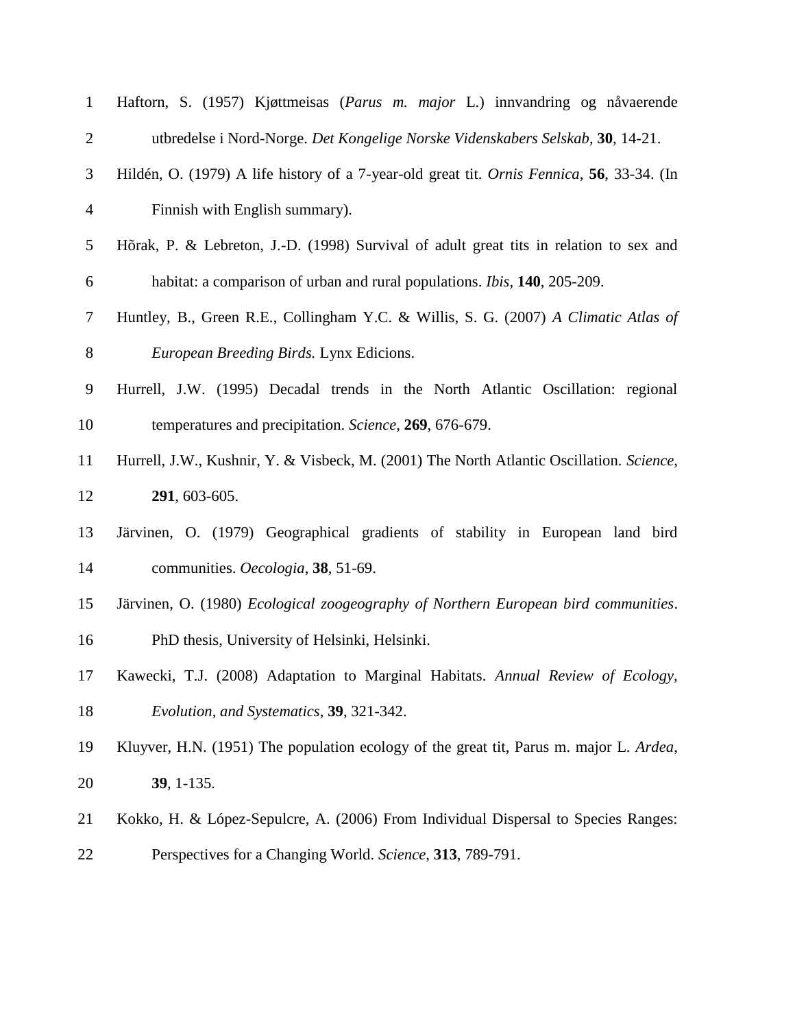Haftorn, S. (1957) Kjøttmeisas (*Parus m. major* L.) innvandring og nåvaerende utbredelse i Nord-Norge. *Det Kongelige Norske Videnskabers Selskab*, **30**, 14-21.

Hildén, O. (1979) A life history of a 7-year-old great tit. *Ornis Fennica*, **56**, 33-34. (In Finnish with English summary).

Hõrak, P. & Lebreton, J.-D. (1998) Survival of adult great tits in relation to sex and habitat: a comparison of urban and rural populations. *Ibis*, **140**, 205-209.

Huntley, B., Green R.E., Collingham Y.C. & Willis, S. G. (2007) *A Climatic Atlas of European Breeding Birds.* Lynx Edicions.

Hurrell, J.W. (1995) Decadal trends in the North Atlantic Oscillation: regional temperatures and precipitation. *Science*, **269**, 676-679.

Hurrell, J.W., Kushnir, Y. & Visbeck, M. (2001) The North Atlantic Oscillation. *Science*, **291**, 603-605.

Järvinen, O. (1979) Geographical gradients of stability in European land bird communities. *Oecologia*, **38**, 51-69.

Järvinen, O. (1980) *Ecological zoogeography of Northern European bird communities*. PhD thesis, University of Helsinki, Helsinki.

Kawecki, T.J. (2008) Adaptation to Marginal Habitats. *Annual Review of Ecology, Evolution, and Systematics*, **39**, 321-342.

Kluyver, H.N. (1951) The population ecology of the great tit, Parus m. major L. *Ardea*, **39**, 1-135.

Kokko, H. & López-Sepulcre, A. (2006) From Individual Dispersal to Species Ranges: Perspectives for a Changing World. *Science*, **313**, 789-791.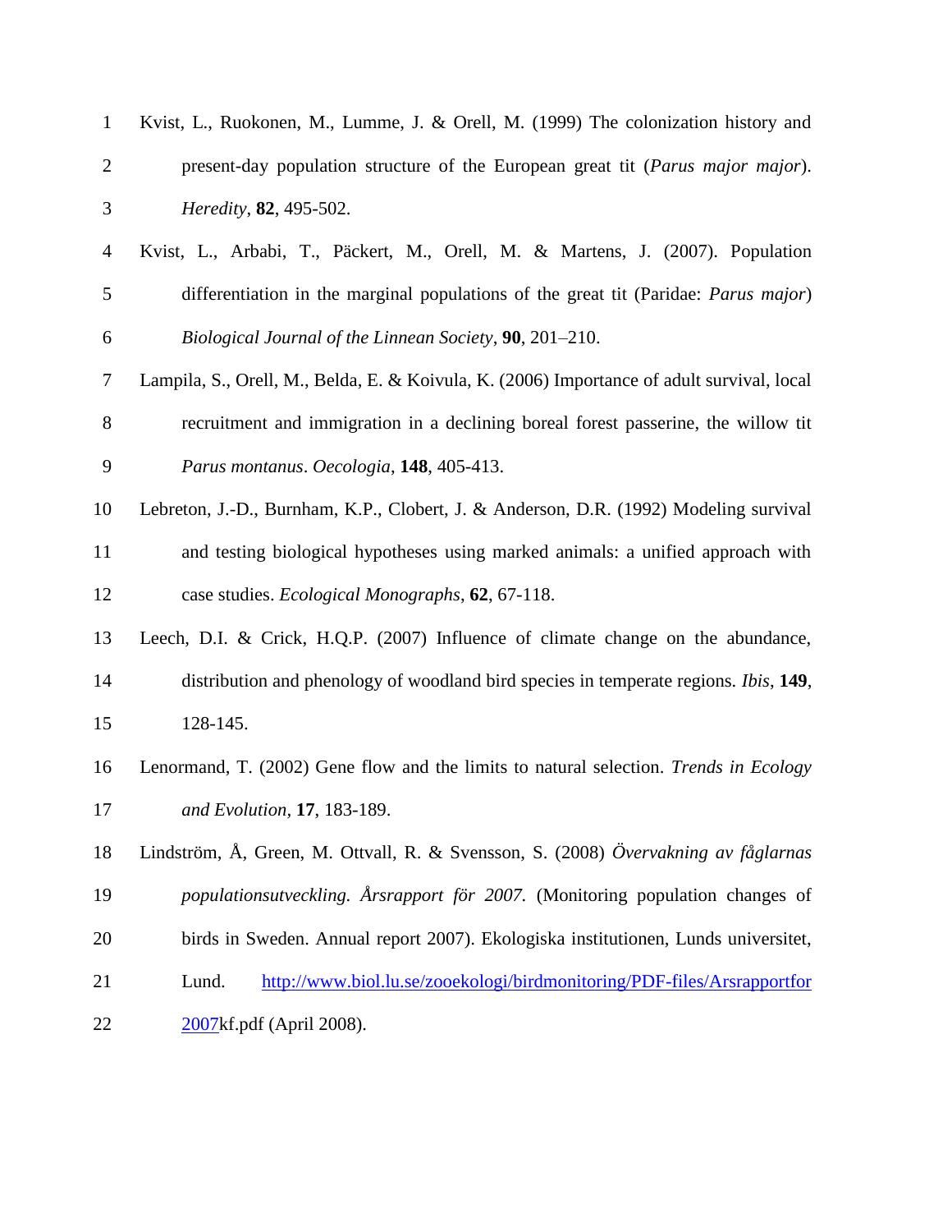Kvist, L., Ruokonen, M., Lumme, J. & Orell, M. (1999) The colonization history and present-day population structure of the European great tit (*Parus major major*). *Heredity*, **82**, 495-502.

Kvist, L., Arbabi, T., Päckert, M., Orell, M. & Martens, J. (2007). Population differentiation in the marginal populations of the great tit (Paridae: *Parus major*) *Biological Journal of the Linnean Society*, **90**, 201–210.

Lampila, S., Orell, M., Belda, E. & Koivula, K. (2006) Importance of adult survival, local recruitment and immigration in a declining boreal forest passerine, the willow tit *Parus montanus*. *Oecologia*, **148**, 405-413.

Lebreton, J.-D., Burnham, K.P., Clobert, J. & Anderson, D.R. (1992) Modeling survival and testing biological hypotheses using marked animals: a unified approach with case studies. *Ecological Monographs*, **62**, 67-118.

Leech, D.I. & Crick, H.Q.P. (2007) Influence of climate change on the abundance, distribution and phenology of woodland bird species in temperate regions. *Ibis*, **149**, 128-145.

Lenormand, T. (2002) Gene flow and the limits to natural selection. *Trends in Ecology and Evolution*, **17**, 183-189.

Lindström, Å, Green, M. Ottvall, R. & Svensson, S. (2008) *Övervakning av fåglarnas populationsutveckling. Årsrapport för 2007.* (Monitoring population changes of birds in Sweden. Annual report 2007). Ekologiska institutionen, Lunds universitet, Lund. http://www.biol.lu.se/zooekologi/birdmonitoring/PDF-files/Arsrapportfor2007kf.pdf (April 2008).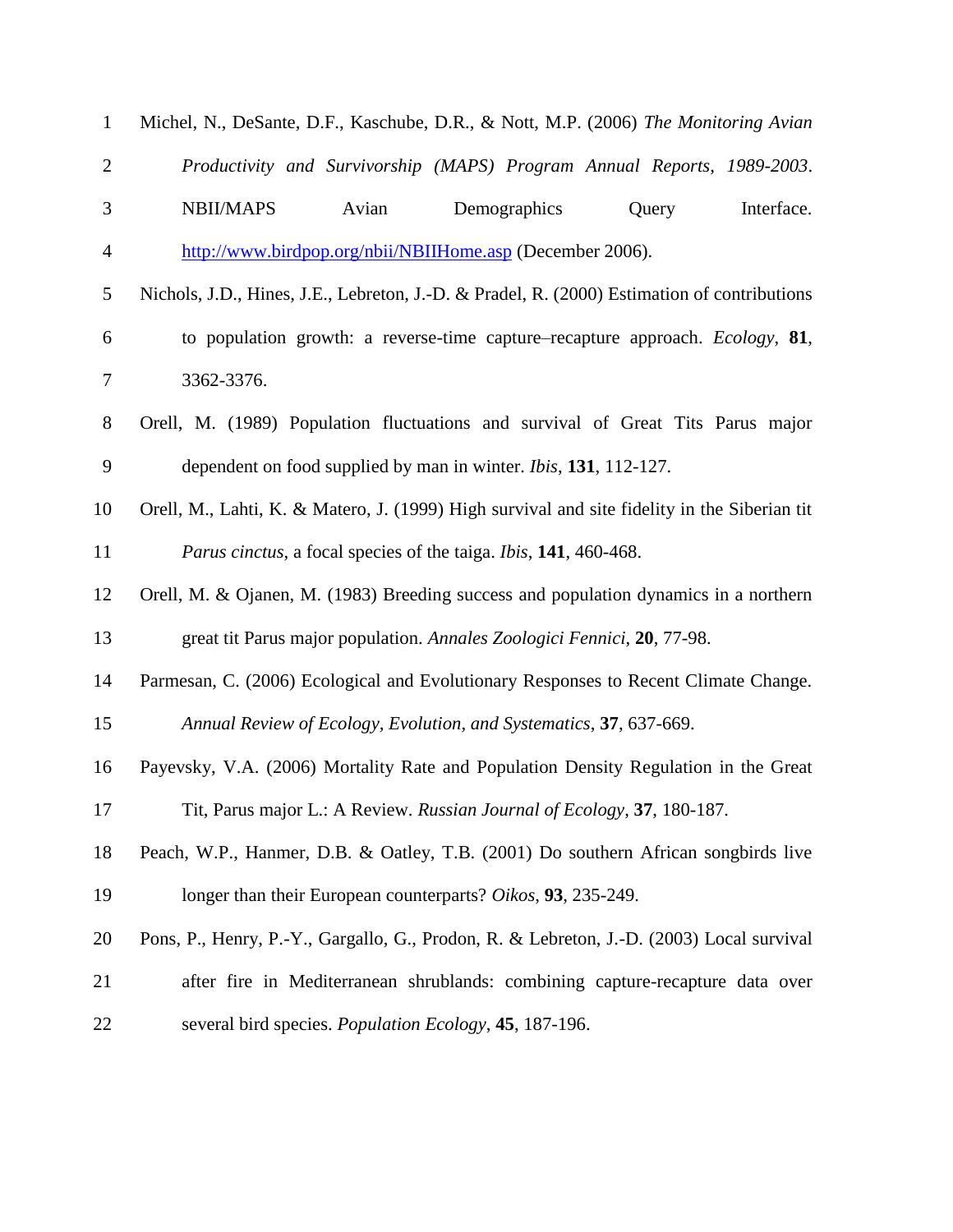Michel, N., DeSante, D.F., Kaschube, D.R., & Nott, M.P. (2006) *The Monitoring Avian Productivity and Survivorship (MAPS) Program Annual Reports, 1989-2003*. NBII/MAPS Avian Demographics Query Interface. http://www.birdpop.org/nbii/NBIIHome.asp (December 2006).

Nichols, J.D., Hines, J.E., Lebreton, J.-D. & Pradel, R. (2000) Estimation of contributions to population growth: a reverse-time capture–recapture approach. *Ecology*, **81**, 3362-3376.

Orell, M. (1989) Population fluctuations and survival of Great Tits Parus major dependent on food supplied by man in winter. *Ibis*, **131**, 112-127.

Orell, M., Lahti, K. & Matero, J. (1999) High survival and site fidelity in the Siberian tit *Parus cinctus*, a focal species of the taiga. *Ibis*, **141**, 460-468.

Orell, M. & Ojanen, M. (1983) Breeding success and population dynamics in a northern great tit Parus major population. *Annales Zoologici Fennici*, **20**, 77-98.

Parmesan, C. (2006) Ecological and Evolutionary Responses to Recent Climate Change. *Annual Review of Ecology, Evolution, and Systematics*, **37**, 637-669.

Payevsky, V.A. (2006) Mortality Rate and Population Density Regulation in the Great Tit, Parus major L.: A Review. *Russian Journal of Ecology*, **37**, 180-187.

Peach, W.P., Hanmer, D.B. & Oatley, T.B. (2001) Do southern African songbirds live longer than their European counterparts? *Oikos*, **93**, 235-249.

Pons, P., Henry, P.-Y., Gargallo, G., Prodon, R. & Lebreton, J.-D. (2003) Local survival after fire in Mediterranean shrublands: combining capture-recapture data over several bird species. *Population Ecology*, **45**, 187-196.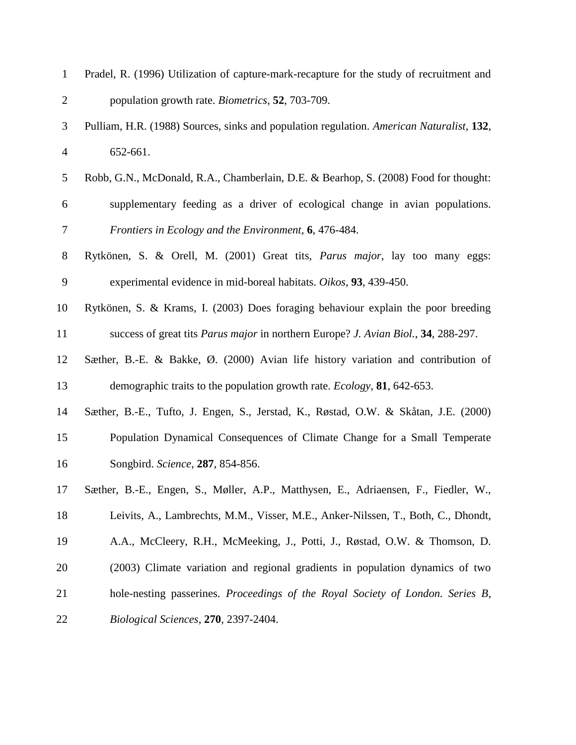Pradel, R. (1996) Utilization of capture-mark-recapture for the study of recruitment and population growth rate. *Biometrics*, **52**, 703-709.

Pulliam, H.R. (1988) Sources, sinks and population regulation. *American Naturalist*, **132**, 652-661.

Robb, G.N., McDonald, R.A., Chamberlain, D.E. & Bearhop, S. (2008) Food for thought: supplementary feeding as a driver of ecological change in avian populations. *Frontiers in Ecology and the Environment*, **6**, 476-484.

Rytkönen, S. & Orell, M. (2001) Great tits, *Parus major*, lay too many eggs: experimental evidence in mid-boreal habitats. *Oikos*, **93**, 439-450.

Rytkönen, S. & Krams, I. (2003) Does foraging behaviour explain the poor breeding success of great tits *Parus major* in northern Europe? *J. Avian Biol.*, **34**, 288-297.

Sæther, B.-E. & Bakke, Ø. (2000) Avian life history variation and contribution of demographic traits to the population growth rate. *Ecology*, **81**, 642-653.

Sæther, B.-E., Tufto, J. Engen, S., Jerstad, K., Røstad, O.W. & Skåtan, J.E. (2000) Population Dynamical Consequences of Climate Change for a Small Temperate Songbird. *Science*, **287**, 854-856.

Sæther, B.-E., Engen, S., Møller, A.P., Matthysen, E., Adriaensen, F., Fiedler, W., Leivits, A., Lambrechts, M.M., Visser, M.E., Anker-Nilssen, T., Both, C., Dhondt, A.A., McCleery, R.H., McMeeking, J., Potti, J., Røstad, O.W. & Thomson, D. (2003) Climate variation and regional gradients in population dynamics of two hole-nesting passerines. *Proceedings of the Royal Society of London. Series B, Biological Sciences*, **270**, 2397-2404.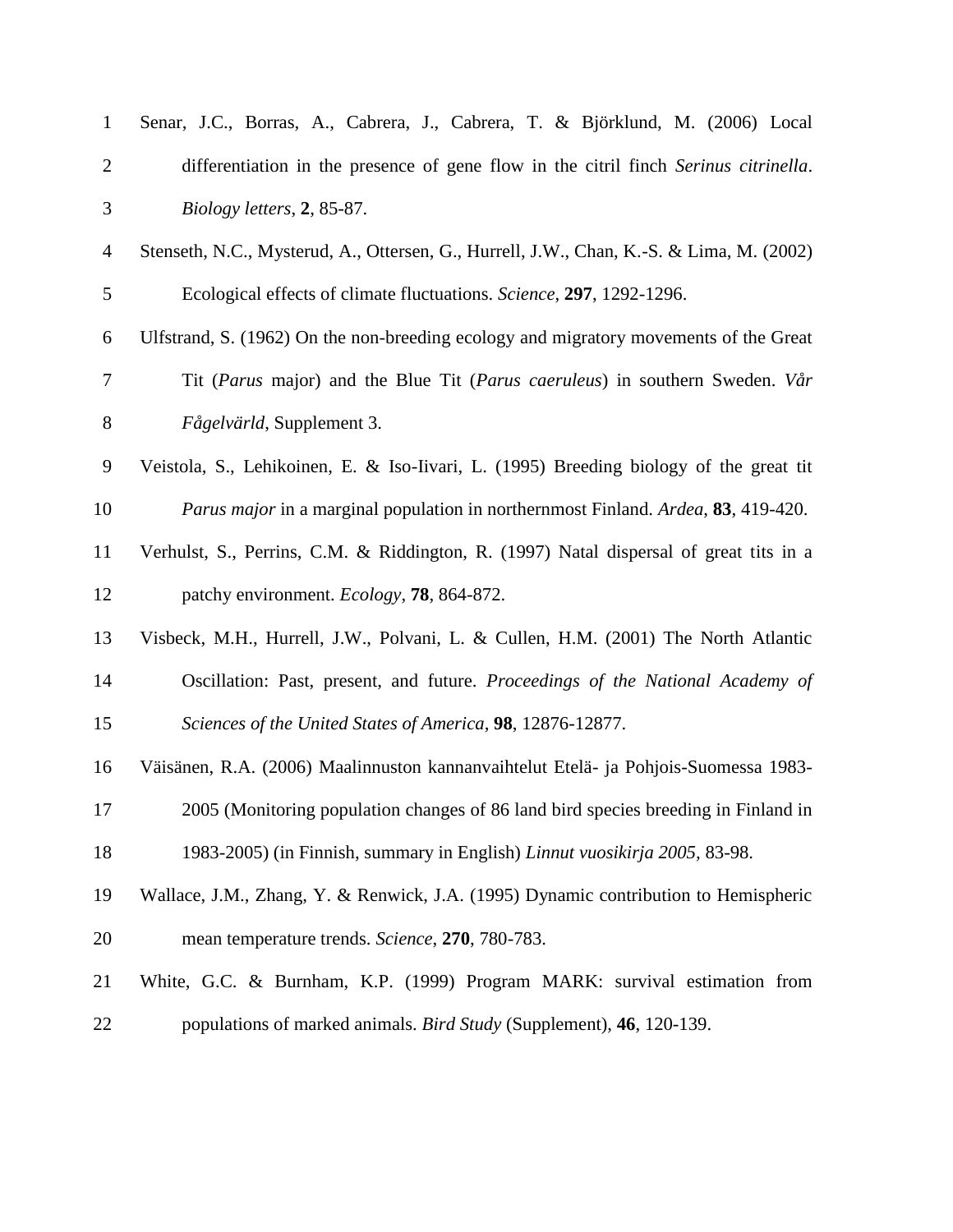Senar, J.C., Borras, A., Cabrera, J., Cabrera, T. & Björklund, M. (2006) Local differentiation in the presence of gene flow in the citril finch *Serinus citrinella*. *Biology letters*, **2**, 85-87.

Stenseth, N.C., Mysterud, A., Ottersen, G., Hurrell, J.W., Chan, K.-S. & Lima, M. (2002) Ecological effects of climate fluctuations. *Science*, **297**, 1292-1296.

Ulfstrand, S. (1962) On the non-breeding ecology and migratory movements of the Great Tit (*Parus* major) and the Blue Tit (*Parus caeruleus*) in southern Sweden. *Vår Fågelvärld*, Supplement 3.

Veistola, S., Lehikoinen, E. & Iso-Iivari, L. (1995) Breeding biology of the great tit *Parus major* in a marginal population in northernmost Finland. *Ardea*, **83**, 419-420.

Verhulst, S., Perrins, C.M. & Riddington, R. (1997) Natal dispersal of great tits in a patchy environment. *Ecology*, **78**, 864-872.

Visbeck, M.H., Hurrell, J.W., Polvani, L. & Cullen, H.M. (2001) The North Atlantic Oscillation: Past, present, and future. *Proceedings of the National Academy of Sciences of the United States of America*, **98**, 12876-12877.

Väisänen, R.A. (2006) Maalinnuston kannanvaihtelut Etelä- ja Pohjois-Suomessa 1983-2005 (Monitoring population changes of 86 land bird species breeding in Finland in 1983-2005) (in Finnish, summary in English) *Linnut vuosikirja 2005*, 83-98.

Wallace, J.M., Zhang, Y. & Renwick, J.A. (1995) Dynamic contribution to Hemispheric mean temperature trends. *Science*, **270**, 780-783.

White, G.C. & Burnham, K.P. (1999) Program MARK: survival estimation from populations of marked animals. *Bird Study* (Supplement), **46**, 120-139.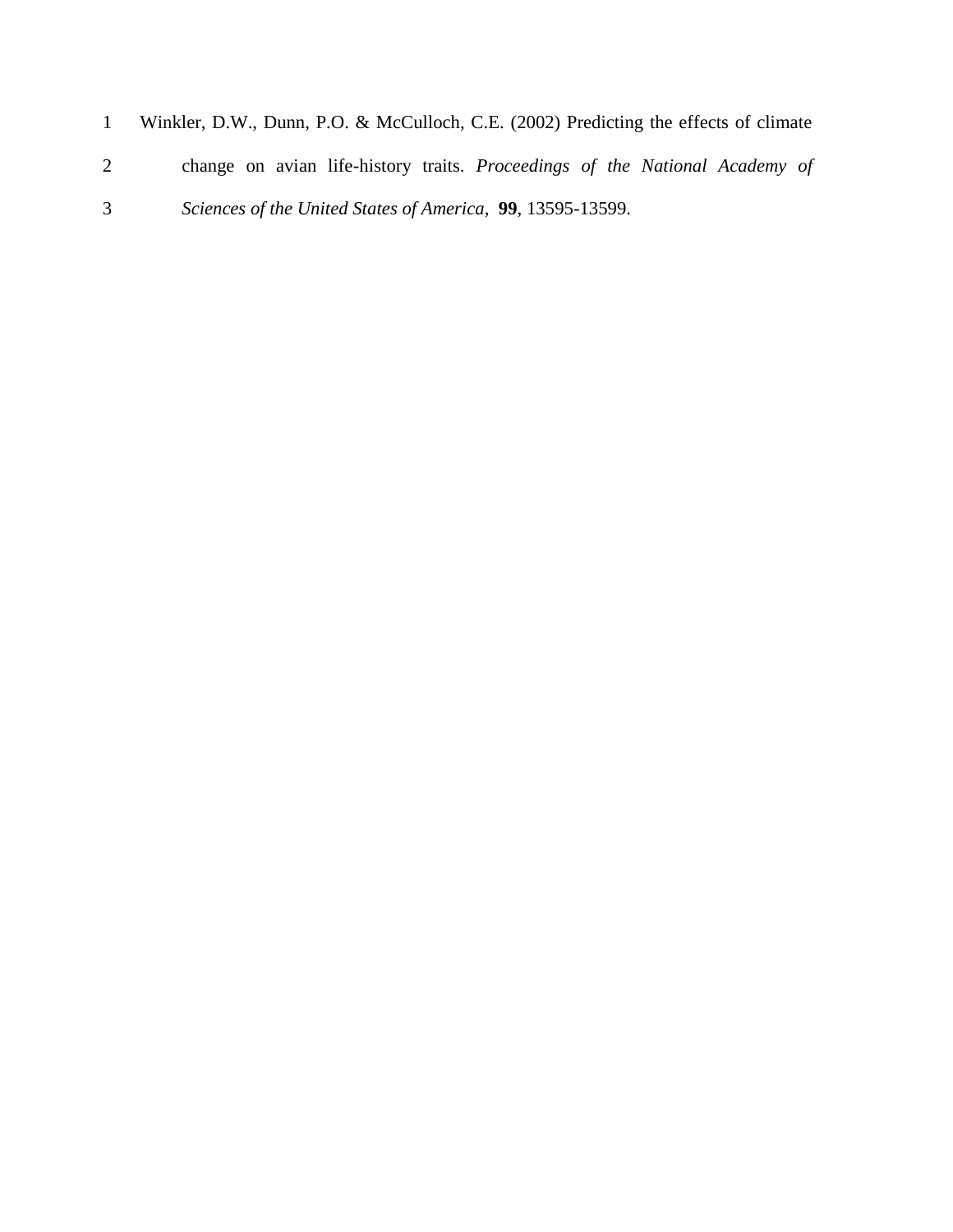Winkler, D.W., Dunn, P.O. & McCulloch, C.E. (2002) Predicting the effects of climate change on avian life-history traits. *Proceedings of the National Academy of Sciences of the United States of America*, **99**, 13595-13599.